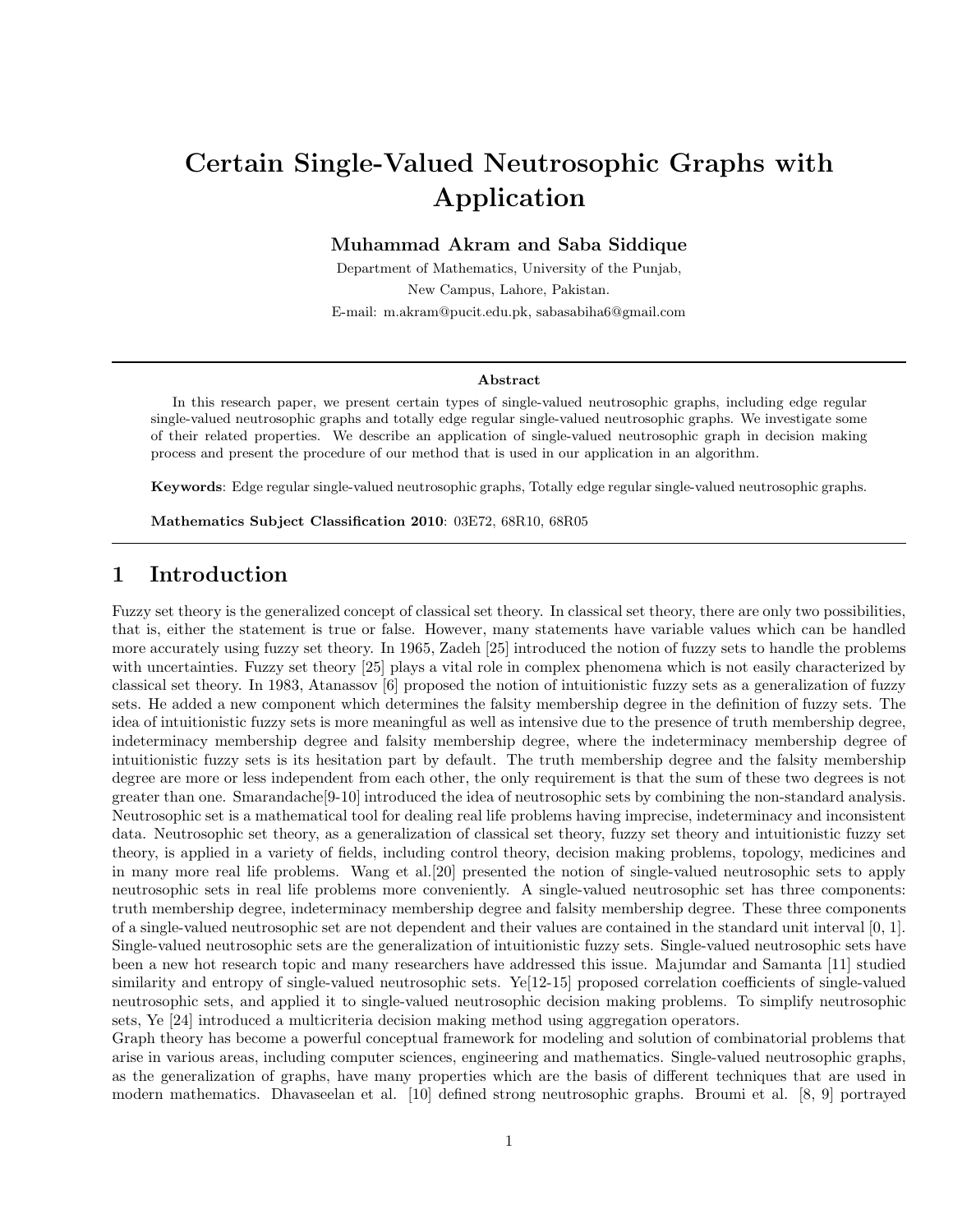# Certain Single-Valued Neutrosophic Graphs with Application

**Muhammad Akram and Saba Siddique**

Department of Mathematics, University of the Punjab,
New Campus, Lahore, Pakistan.
E-mail: m.akram@pucit.edu.pk, sabasabiha6@gmail.com

---

**Abstract**

In this research paper, we present certain types of single-valued neutrosophic graphs, including edge regular single-valued neutrosophic graphs and totally edge regular single-valued neutrosophic graphs. We investigate some of their related properties. We describe an application of single-valued neutrosophic graph in decision making process and present the procedure of our method that is used in our application in an algorithm.

**Keywords**: Edge regular single-valued neutrosophic graphs, Totally edge regular single-valued neutrosophic graphs.

**Mathematics Subject Classification 2010**: 03E72, 68R10, 68R05

---

## 1 Introduction

Fuzzy set theory is the generalized concept of classical set theory. In classical set theory, there are only two possibilities, that is, either the statement is true or false. However, many statements have variable values which can be handled more accurately using fuzzy set theory. In 1965, Zadeh [25] introduced the notion of fuzzy sets to handle the problems with uncertainties. Fuzzy set theory [25] plays a vital role in complex phenomena which is not easily characterized by classical set theory. In 1983, Atanassov [6] proposed the notion of intuitionistic fuzzy sets as a generalization of fuzzy sets. He added a new component which determines the falsity membership degree in the definition of fuzzy sets. The idea of intuitionistic fuzzy sets is more meaningful as well as intensive due to the presence of truth membership degree, indeterminacy membership degree and falsity membership degree, where the indeterminacy membership degree of intuitionistic fuzzy sets is its hesitation part by default. The truth membership degree and the falsity membership degree are more or less independent from each other, the only requirement is that the sum of these two degrees is not greater than one. Smarandache[9-10] introduced the idea of neutrosophic sets by combining the non-standard analysis. Neutrosophic set is a mathematical tool for dealing real life problems having imprecise, indeterminacy and inconsistent data. Neutrosophic set theory, as a generalization of classical set theory, fuzzy set theory and intuitionistic fuzzy set theory, is applied in a variety of fields, including control theory, decision making problems, topology, medicines and in many more real life problems. Wang et al.[20] presented the notion of single-valued neutrosophic sets to apply neutrosophic sets in real life problems more conveniently. A single-valued neutrosophic set has three components: truth membership degree, indeterminacy membership degree and falsity membership degree. These three components of a single-valued neutrosophic set are not dependent and their values are contained in the standard unit interval [0, 1]. Single-valued neutrosophic sets are the generalization of intuitionistic fuzzy sets. Single-valued neutrosophic sets have been a new hot research topic and many researchers have addressed this issue. Majumdar and Samanta [11] studied similarity and entropy of single-valued neutrosophic sets. Ye[12-15] proposed correlation coefficients of single-valued neutrosophic sets, and applied it to single-valued neutrosophic decision making problems. To simplify neutrosophic sets, Ye [24] introduced a multicriteria decision making method using aggregation operators.
Graph theory has become a powerful conceptual framework for modeling and solution of combinatorial problems that arise in various areas, including computer sciences, engineering and mathematics. Single-valued neutrosophic graphs, as the generalization of graphs, have many properties which are the basis of different techniques that are used in modern mathematics. Dhavaseelan et al. [10] defined strong neutrosophic graphs. Broumi et al. [8, 9] portrayed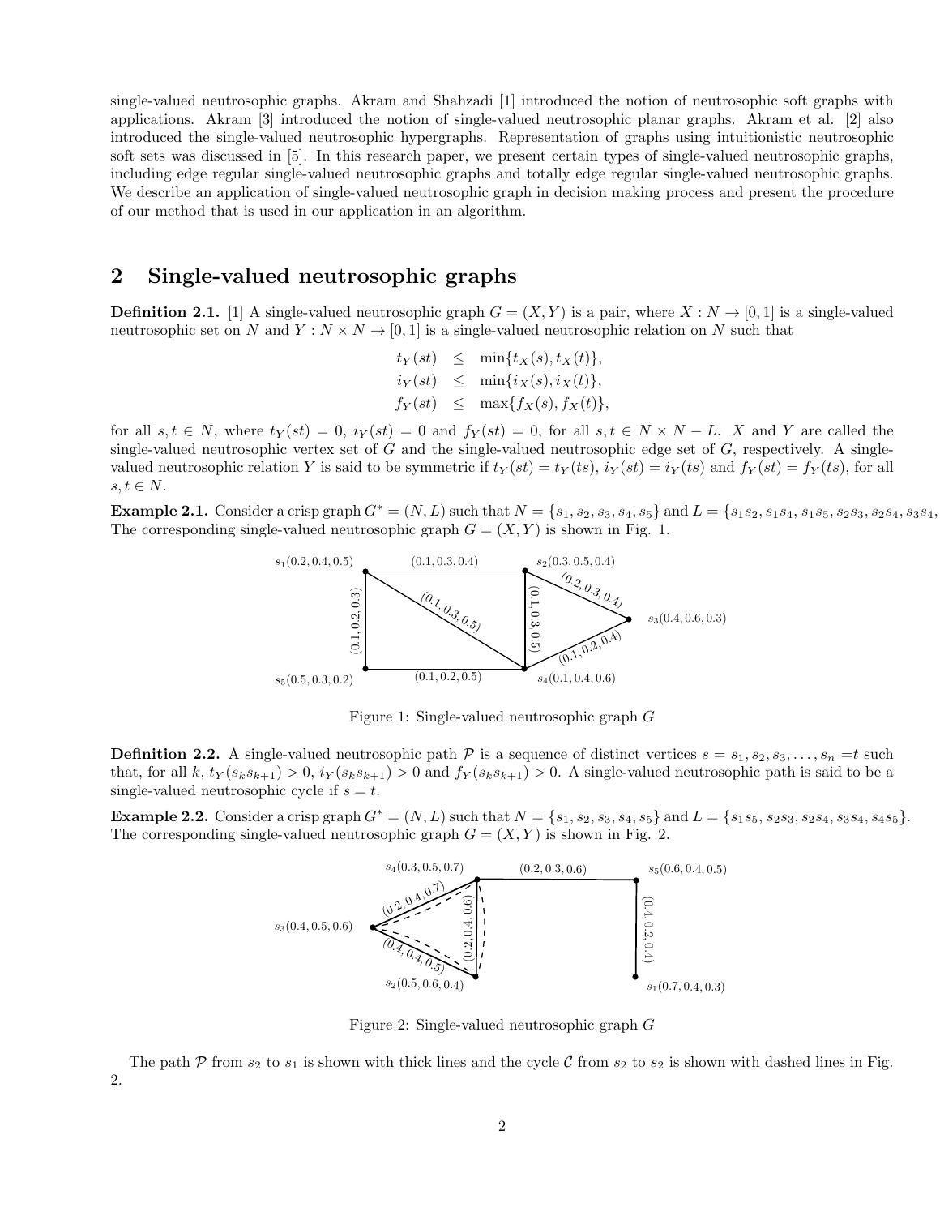single-valued neutrosophic graphs. Akram and Shahzadi [1] introduced the notion of neutrosophic soft graphs with applications. Akram [3] introduced the notion of single-valued neutrosophic planar graphs. Akram et al. [2] also introduced the single-valued neutrosophic hypergraphs. Representation of graphs using intuitionistic neutrosophic soft sets was discussed in [5]. In this research paper, we present certain types of single-valued neutrosophic graphs, including edge regular single-valued neutrosophic graphs and totally edge regular single-valued neutrosophic graphs. We describe an application of single-valued neutrosophic graph in decision making process and present the procedure of our method that is used in our application in an algorithm.

## 2 Single-valued neutrosophic graphs

**Definition 2.1.** [1] A single-valued neutrosophic graph $G = (X, Y)$ is a pair, where $X : N \to [0, 1]$ is a single-valued neutrosophic set on $N$ and $Y : N \times N \to [0, 1]$ is a single-valued neutrosophic relation on $N$ such that

$$\begin{aligned} t_Y(st) &\leq \min\{t_X(s), t_X(t)\}, \\ i_Y(st) &\leq \min\{i_X(s), i_X(t)\}, \\ f_Y(st) &\leq \max\{f_X(s), f_X(t)\}, \end{aligned}$$

for all $s, t \in N$, where $t_Y(st) = 0$, $i_Y(st) = 0$ and $f_Y(st) = 0$, for all $s, t \in N \times N - L$. $X$ and $Y$ are called the single-valued neutrosophic vertex set of $G$ and the single-valued neutrosophic edge set of $G$, respectively. A single-valued neutrosophic relation $Y$ is said to be symmetric if $t_Y(st) = t_Y(ts)$, $i_Y(st) = i_Y(ts)$ and $f_Y(st) = f_Y(ts)$, for all $s, t \in N$.

**Example 2.1.** Consider a crisp graph $G^* = (N, L)$ such that $N = \{s_1, s_2, s_3, s_4, s_5\}$ and $L = \{s_1s_2, s_1s_4, s_1s_5, s_2s_3, s_2s_4, s_3s_4,$ The corresponding single-valued neutrosophic graph $G = (X, Y)$ is shown in Fig. 1.

Figure 1: Single-valued neutrosophic graph $G$

**Definition 2.2.** A single-valued neutrosophic path $\mathcal{P}$ is a sequence of distinct vertices $s = s_1, s_2, s_3, \ldots, s_n = t$ such that, for all $k$, $t_Y(s_ks_{k+1}) > 0$, $i_Y(s_ks_{k+1}) > 0$ and $f_Y(s_ks_{k+1}) > 0$. A single-valued neutrosophic path is said to be a single-valued neutrosophic cycle if $s = t$.

**Example 2.2.** Consider a crisp graph $G^* = (N, L)$ such that $N = \{s_1, s_2, s_3, s_4, s_5\}$ and $L = \{s_1s_5, s_2s_3, s_2s_4, s_3s_4, s_4s_5\}$. The corresponding single-valued neutrosophic graph $G = (X, Y)$ is shown in Fig. 2.

Figure 2: Single-valued neutrosophic graph $G$

The path $\mathcal{P}$ from $s_2$ to $s_1$ is shown with thick lines and the cycle $\mathcal{C}$ from $s_2$ to $s_2$ is shown with dashed lines in Fig. 2.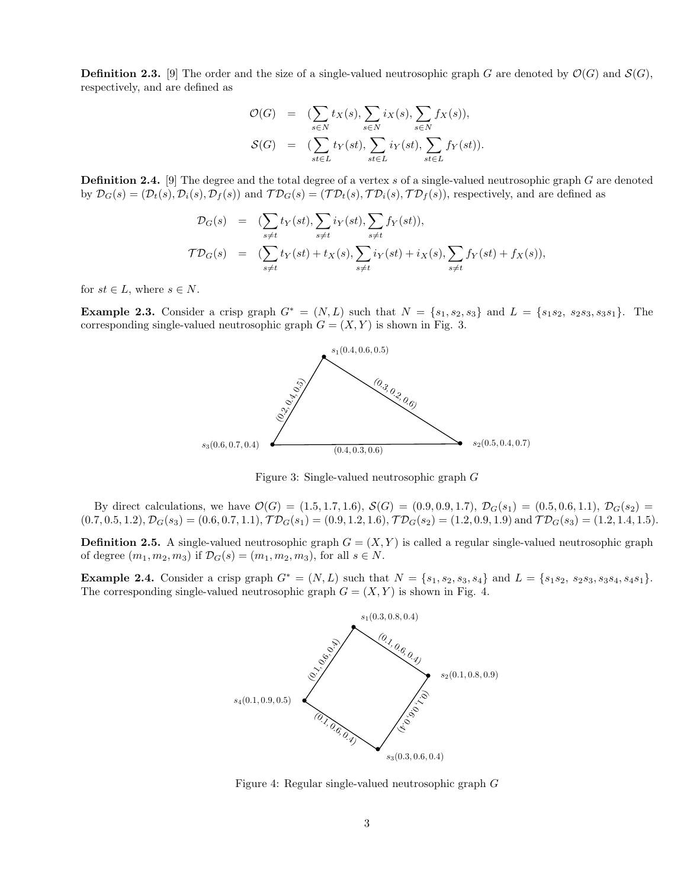**Definition 2.3.** [9] The order and the size of a single-valued neutrosophic graph $G$ are denoted by $\mathcal{O}(G)$ and $\mathcal{S}(G)$, respectively, and are defined as

$$
\begin{aligned}
\mathcal{O}(G) &= (\sum_{s\in N} t_X(s), \sum_{s\in N} i_X(s), \sum_{s\in N} f_X(s)),\\
\mathcal{S}(G) &= (\sum_{st\in L} t_Y(st), \sum_{st\in L} i_Y(st), \sum_{st\in L} f_Y(st)).
\end{aligned}
$$

**Definition 2.4.** [9] The degree and the total degree of a vertex $s$ of a single-valued neutrosophic graph $G$ are denoted by $\mathcal{D}_G(s) = (\mathcal{D}_t(s), \mathcal{D}_i(s), \mathcal{D}_f(s))$ and $\mathcal{TD}_G(s) = (\mathcal{TD}_t(s), \mathcal{TD}_i(s), \mathcal{TD}_f(s))$, respectively, and are defined as

$$
\begin{aligned}
\mathcal{D}_G(s) &= (\sum_{s\neq t} t_Y(st), \sum_{s\neq t} i_Y(st), \sum_{s\neq t} f_Y(st)),\\
\mathcal{TD}_G(s) &= (\sum_{s\neq t} t_Y(st) + t_X(s), \sum_{s\neq t} i_Y(st) + i_X(s), \sum_{s\neq t} f_Y(st) + f_X(s)),
\end{aligned}
$$

for $st \in L$, where $s \in N$.

**Example 2.3.** Consider a crisp graph $G^* = (N, L)$ such that $N = \{s_1, s_2, s_3\}$ and $L = \{s_1s_2,\ s_2s_3, s_3s_1\}$. The corresponding single-valued neutrosophic graph $G = (X, Y)$ is shown in Fig. 3.

Figure 3: Single-valued neutrosophic graph $G$

By direct calculations, we have $\mathcal{O}(G) = (1.5, 1.7, 1.6)$, $\mathcal{S}(G) = (0.9, 0.9, 1.7)$, $\mathcal{D}_G(s_1) = (0.5, 0.6, 1.1)$, $\mathcal{D}_G(s_2) = (0.7, 0.5, 1.2)$, $\mathcal{D}_G(s_3) = (0.6, 0.7, 1.1)$, $\mathcal{TD}_G(s_1) = (0.9, 1.2, 1.6)$, $\mathcal{TD}_G(s_2) = (1.2, 0.9, 1.9)$ and $\mathcal{TD}_G(s_3) = (1.2, 1.4, 1.5)$.

**Definition 2.5.** A single-valued neutrosophic graph $G = (X, Y)$ is called a regular single-valued neutrosophic graph of degree $(m_1, m_2, m_3)$ if $\mathcal{D}_G(s) = (m_1, m_2, m_3)$, for all $s \in N$.

**Example 2.4.** Consider a crisp graph $G^* = (N, L)$ such that $N = \{s_1, s_2, s_3, s_4\}$ and $L = \{s_1s_2,\ s_2s_3, s_3s_4, s_4s_1\}$. The corresponding single-valued neutrosophic graph $G = (X, Y)$ is shown in Fig. 4.

Figure 4: Regular single-valued neutrosophic graph $G$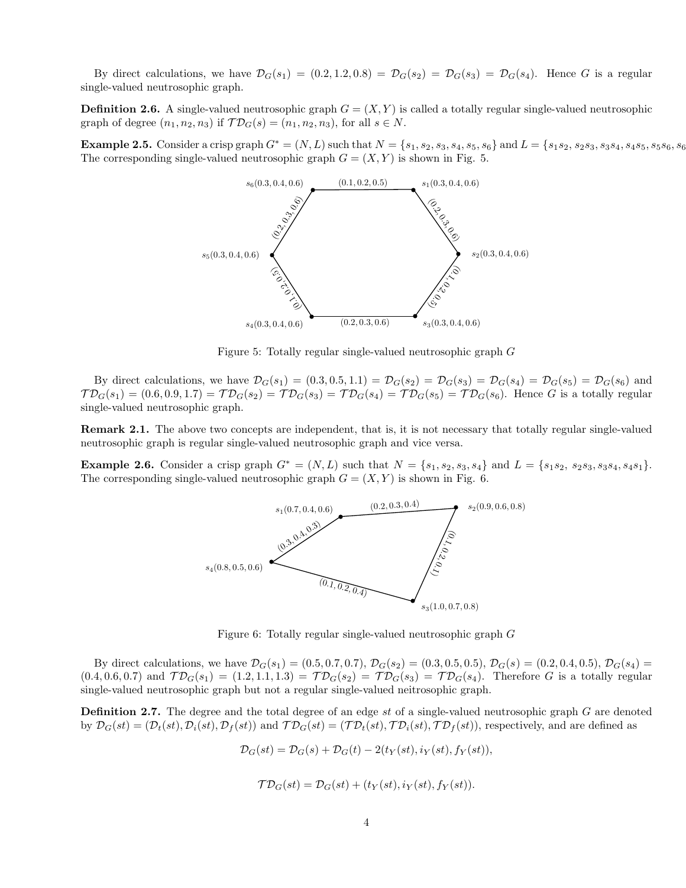By direct calculations, we have $\mathcal{D}_G(s_1) = (0.2, 1.2, 0.8) = \mathcal{D}_G(s_2) = \mathcal{D}_G(s_3) = \mathcal{D}_G(s_4)$. Hence $G$ is a regular single-valued neutrosophic graph.

**Definition 2.6.** A single-valued neutrosophic graph $G = (X, Y)$ is called a totally regular single-valued neutrosophic graph of degree $(n_1, n_2, n_3)$ if $\mathcal{TD}_G(s) = (n_1, n_2, n_3)$, for all $s \in N$.

**Example 2.5.** Consider a crisp graph $G^* = (N, L)$ such that $N = \{s_1, s_2, s_3, s_4, s_5, s_6\}$ and $L = \{s_1s_2,\ s_2s_3,\ s_3s_4,\ s_4s_5,\ s_5s_6,\ s_6$ The corresponding single-valued neutrosophic graph $G = (X, Y)$ is shown in Fig. 5.

Figure 5: Totally regular single-valued neutrosophic graph $G$

By direct calculations, we have $\mathcal{D}_G(s_1) = (0.3, 0.5, 1.1) = \mathcal{D}_G(s_2) = \mathcal{D}_G(s_3) = \mathcal{D}_G(s_4) = \mathcal{D}_G(s_5) = \mathcal{D}_G(s_6)$ and $\mathcal{TD}_G(s_1) = (0.6, 0.9, 1.7) = \mathcal{TD}_G(s_2) = \mathcal{TD}_G(s_3) = \mathcal{TD}_G(s_4) = \mathcal{TD}_G(s_5) = \mathcal{TD}_G(s_6)$. Hence $G$ is a totally regular single-valued neutrosophic graph.

**Remark 2.1.** The above two concepts are independent, that is, it is not necessary that totally regular single-valued neutrosophic graph is regular single-valued neutrosophic graph and vice versa.

**Example 2.6.** Consider a crisp graph $G^* = (N, L)$ such that $N = \{s_1, s_2, s_3, s_4\}$ and $L = \{s_1s_2,\ s_2s_3, s_3s_4, s_4s_1\}$. The corresponding single-valued neutrosophic graph $G = (X, Y)$ is shown in Fig. 6.

Figure 6: Totally regular single-valued neutrosophic graph $G$

By direct calculations, we have $\mathcal{D}_G(s_1) = (0.5, 0.7, 0.7)$, $\mathcal{D}_G(s_2) = (0.3, 0.5, 0.5)$, $\mathcal{D}_G(s) = (0.2, 0.4, 0.5)$, $\mathcal{D}_G(s_4) = (0.4, 0.6, 0.7)$ and $\mathcal{TD}_G(s_1) = (1.2, 1.1, 1.3) = \mathcal{TD}_G(s_2) = \mathcal{TD}_G(s_3) = \mathcal{TD}_G(s_4)$. Therefore $G$ is a totally regular single-valued neutrosophic graph but not a regular single-valued neitrosophic graph.

**Definition 2.7.** The degree and the total degree of an edge $st$ of a single-valued neutrosophic graph $G$ are denoted by $\mathcal{D}_G(st) = (\mathcal{D}_t(st), \mathcal{D}_i(st), \mathcal{D}_f(st))$ and $\mathcal{TD}_G(st) = (\mathcal{TD}_t(st), \mathcal{TD}_i(st), \mathcal{TD}_f(st))$, respectively, and are defined as

$$\mathcal{D}_G(st) = \mathcal{D}_G(s) + \mathcal{D}_G(t) - 2(t_Y(st), i_Y(st), f_Y(st)),$$

$$\mathcal{TD}_G(st) = \mathcal{D}_G(st) + (t_Y(st), i_Y(st), f_Y(st)).$$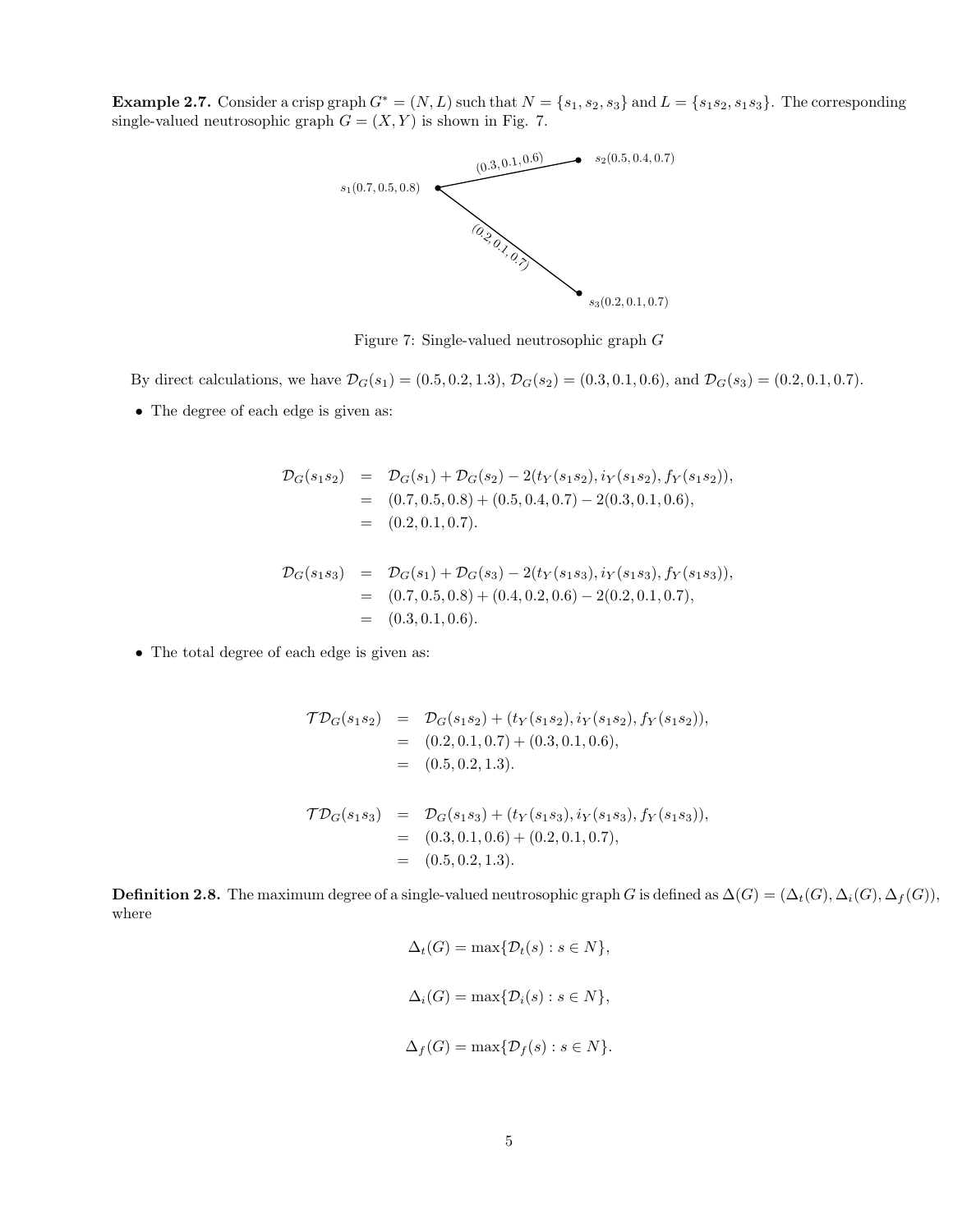**Example 2.7.** Consider a crisp graph $G^* = (N, L)$ such that $N = \{s_1, s_2, s_3\}$ and $L = \{s_1s_2, s_1s_3\}$. The corresponding single-valued neutrosophic graph $G = (X, Y)$ is shown in Fig. 7.

Figure 7: Single-valued neutrosophic graph $G$

By direct calculations, we have $\mathcal{D}_G(s_1) = (0.5, 0.2, 1.3)$, $\mathcal{D}_G(s_2) = (0.3, 0.1, 0.6)$, and $\mathcal{D}_G(s_3) = (0.2, 0.1, 0.7)$.

- The degree of each edge is given as:

$$
\begin{aligned}
\mathcal{D}_G(s_1s_2) &= \mathcal{D}_G(s_1) + \mathcal{D}_G(s_2) - 2(t_Y(s_1s_2), i_Y(s_1s_2), f_Y(s_1s_2)), \\
&= (0.7, 0.5, 0.8) + (0.5, 0.4, 0.7) - 2(0.3, 0.1, 0.6), \\
&= (0.2, 0.1, 0.7).
\end{aligned}
$$

$$
\begin{aligned}
\mathcal{D}_G(s_1s_3) &= \mathcal{D}_G(s_1) + \mathcal{D}_G(s_3) - 2(t_Y(s_1s_3), i_Y(s_1s_3), f_Y(s_1s_3)), \\
&= (0.7, 0.5, 0.8) + (0.4, 0.2, 0.6) - 2(0.2, 0.1, 0.7), \\
&= (0.3, 0.1, 0.6).
\end{aligned}
$$

- The total degree of each edge is given as:

$$
\begin{aligned}
\mathcal{TD}_G(s_1s_2) &= \mathcal{D}_G(s_1s_2) + (t_Y(s_1s_2), i_Y(s_1s_2), f_Y(s_1s_2)), \\
&= (0.2, 0.1, 0.7) + (0.3, 0.1, 0.6), \\
&= (0.5, 0.2, 1.3).
\end{aligned}
$$

$$
\begin{aligned}
\mathcal{TD}_G(s_1s_3) &= \mathcal{D}_G(s_1s_3) + (t_Y(s_1s_3), i_Y(s_1s_3), f_Y(s_1s_3)), \\
&= (0.3, 0.1, 0.6) + (0.2, 0.1, 0.7), \\
&= (0.5, 0.2, 1.3).
\end{aligned}
$$

**Definition 2.8.** The maximum degree of a single-valued neutrosophic graph $G$ is defined as $\Delta(G) = (\Delta_t(G), \Delta_i(G), \Delta_f(G))$, where

$$\Delta_t(G) = \max\{\mathcal{D}_t(s) : s \in N\},$$

$$\Delta_i(G) = \max\{\mathcal{D}_i(s) : s \in N\},$$

$$\Delta_f(G) = \max\{\mathcal{D}_f(s) : s \in N\}.$$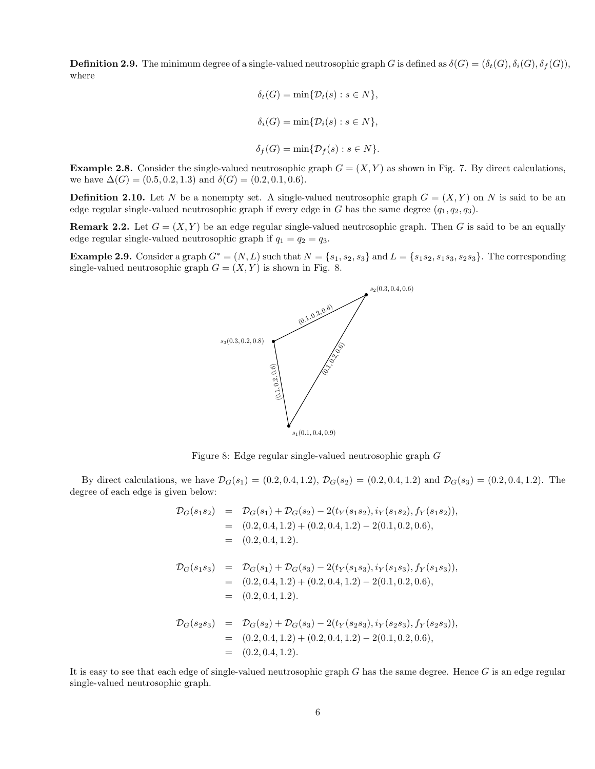**Definition 2.9.** The minimum degree of a single-valued neutrosophic graph $G$ is defined as $\delta(G) = (\delta_t(G), \delta_i(G), \delta_f(G))$, where

$$\delta_t(G) = \min\{\mathcal{D}_t(s) : s \in N\},$$

$$\delta_i(G) = \min\{\mathcal{D}_i(s) : s \in N\},$$

$$\delta_f(G) = \min\{\mathcal{D}_f(s) : s \in N\}.$$

**Example 2.8.** Consider the single-valued neutrosophic graph $G = (X, Y)$ as shown in Fig. 7. By direct calculations, we have $\Delta(G) = (0.5, 0.2, 1.3)$ and $\delta(G) = (0.2, 0.1, 0.6)$.

**Definition 2.10.** Let $N$ be a nonempty set. A single-valued neutrosophic graph $G = (X, Y)$ on $N$ is said to be an edge regular single-valued neutrosophic graph if every edge in $G$ has the same degree $(q_1, q_2, q_3)$.

**Remark 2.2.** Let $G = (X, Y)$ be an edge regular single-valued neutrosophic graph. Then $G$ is said to be an equally edge regular single-valued neutrosophic graph if $q_1 = q_2 = q_3$.

**Example 2.9.** Consider a graph $G^* = (N, L)$ such that $N = \{s_1, s_2, s_3\}$ and $L = \{s_1s_2, s_1s_3, s_2s_3\}$. The corresponding single-valued neutrosophic graph $G = (X, Y)$ is shown in Fig. 8.

$s_2(0.3, 0.4, 0.6)$

$(0.1, 0.2, 0.6)$

$s_3(0.3, 0.2, 0.8)$

$(0.1, 0.2, 0.6)$

$(0.1, 0.2, 0.6)$

$s_1(0.1, 0.4, 0.9)$

Figure 8: Edge regular single-valued neutrosophic graph $G$

By direct calculations, we have $\mathcal{D}_G(s_1) = (0.2, 0.4, 1.2)$, $\mathcal{D}_G(s_2) = (0.2, 0.4, 1.2)$ and $\mathcal{D}_G(s_3) = (0.2, 0.4, 1.2)$. The degree of each edge is given below:

$$\begin{aligned}
\mathcal{D}_G(s_1s_2) &= \mathcal{D}_G(s_1) + \mathcal{D}_G(s_2) - 2(t_Y(s_1s_2), i_Y(s_1s_2), f_Y(s_1s_2)), \\
&= (0.2, 0.4, 1.2) + (0.2, 0.4, 1.2) - 2(0.1, 0.2, 0.6), \\
&= (0.2, 0.4, 1.2).
\end{aligned}$$

$$\begin{aligned}
\mathcal{D}_G(s_1s_3) &= \mathcal{D}_G(s_1) + \mathcal{D}_G(s_3) - 2(t_Y(s_1s_3), i_Y(s_1s_3), f_Y(s_1s_3)), \\
&= (0.2, 0.4, 1.2) + (0.2, 0.4, 1.2) - 2(0.1, 0.2, 0.6), \\
&= (0.2, 0.4, 1.2).
\end{aligned}$$

$$\begin{aligned}
\mathcal{D}_G(s_2s_3) &= \mathcal{D}_G(s_2) + \mathcal{D}_G(s_3) - 2(t_Y(s_2s_3), i_Y(s_2s_3), f_Y(s_2s_3)), \\
&= (0.2, 0.4, 1.2) + (0.2, 0.4, 1.2) - 2(0.1, 0.2, 0.6), \\
&= (0.2, 0.4, 1.2).
\end{aligned}$$

It is easy to see that each edge of single-valued neutrosophic graph $G$ has the same degree. Hence $G$ is an edge regular single-valued neutrosophic graph.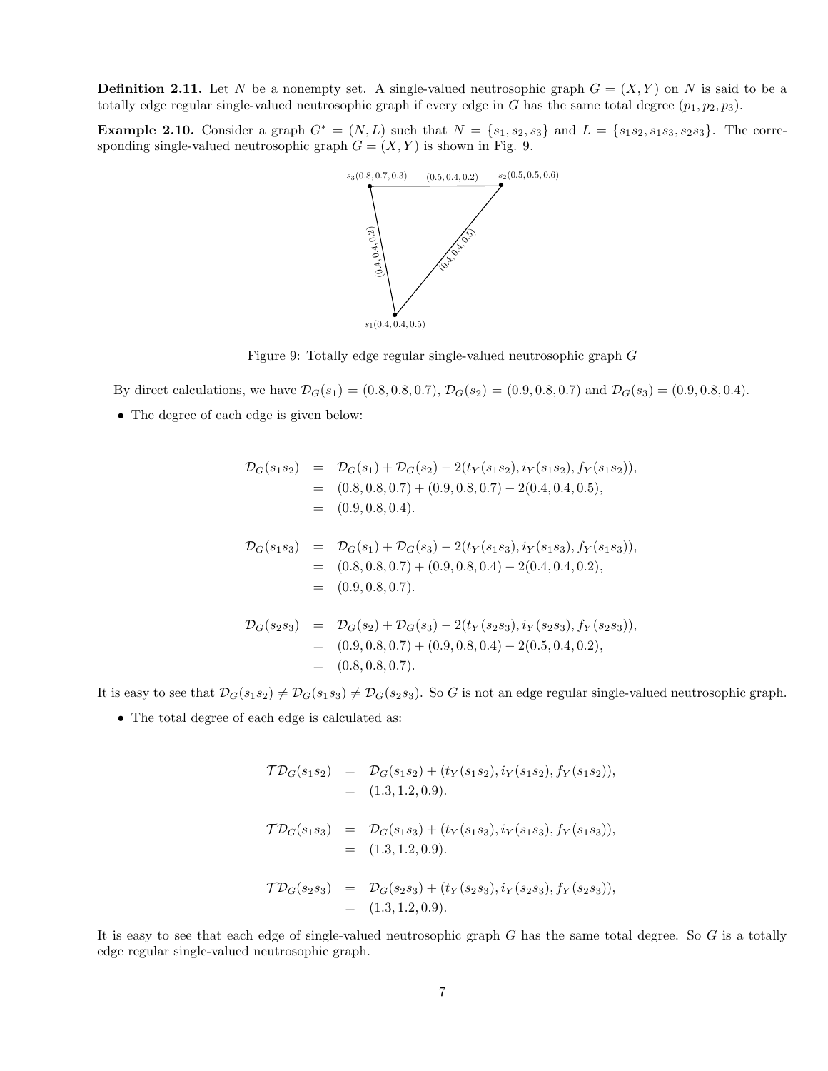**Definition 2.11.** Let $N$ be a nonempty set. A single-valued neutrosophic graph $G = (X, Y)$ on $N$ is said to be a totally edge regular single-valued neutrosophic graph if every edge in $G$ has the same total degree $(p_1, p_2, p_3)$.

**Example 2.10.** Consider a graph $G^* = (N, L)$ such that $N = \{s_1, s_2, s_3\}$ and $L = \{s_1s_2, s_1s_3, s_2s_3\}$. The corresponding single-valued neutrosophic graph $G = (X, Y)$ is shown in Fig. 9.

$s_3(0.8, 0.7, 0.3)$ $(0.5, 0.4, 0.2)$ $s_2(0.5, 0.5, 0.6)$

$(0.4, 0.4, 0.2)$ $(0.4, 0.4, 0.5)$

$s_1(0.4, 0.4, 0.5)$

Figure 9: Totally edge regular single-valued neutrosophic graph $G$

By direct calculations, we have $\mathcal{D}_G(s_1) = (0.8, 0.8, 0.7)$, $\mathcal{D}_G(s_2) = (0.9, 0.8, 0.7)$ and $\mathcal{D}_G(s_3) = (0.9, 0.8, 0.4)$.

- The degree of each edge is given below:

$$\begin{aligned}
\mathcal{D}_G(s_1s_2) &= \mathcal{D}_G(s_1) + \mathcal{D}_G(s_2) - 2(t_Y(s_1s_2), i_Y(s_1s_2), f_Y(s_1s_2)),\\
&= (0.8, 0.8, 0.7) + (0.9, 0.8, 0.7) - 2(0.4, 0.4, 0.5),\\
&= (0.9, 0.8, 0.4).
\end{aligned}$$

$$\begin{aligned}
\mathcal{D}_G(s_1s_3) &= \mathcal{D}_G(s_1) + \mathcal{D}_G(s_3) - 2(t_Y(s_1s_3), i_Y(s_1s_3), f_Y(s_1s_3)),\\
&= (0.8, 0.8, 0.7) + (0.9, 0.8, 0.4) - 2(0.4, 0.4, 0.2),\\
&= (0.9, 0.8, 0.7).
\end{aligned}$$

$$\begin{aligned}
\mathcal{D}_G(s_2s_3) &= \mathcal{D}_G(s_2) + \mathcal{D}_G(s_3) - 2(t_Y(s_2s_3), i_Y(s_2s_3), f_Y(s_2s_3)),\\
&= (0.9, 0.8, 0.7) + (0.9, 0.8, 0.4) - 2(0.5, 0.4, 0.2),\\
&= (0.8, 0.8, 0.7).
\end{aligned}$$

It is easy to see that $\mathcal{D}_G(s_1s_2) \neq \mathcal{D}_G(s_1s_3) \neq \mathcal{D}_G(s_2s_3)$. So $G$ is not an edge regular single-valued neutrosophic graph.

- The total degree of each edge is calculated as:

$$\begin{aligned}
\mathcal{TD}_G(s_1s_2) &= \mathcal{D}_G(s_1s_2) + (t_Y(s_1s_2), i_Y(s_1s_2), f_Y(s_1s_2)),\\
&= (1.3, 1.2, 0.9).
\end{aligned}$$

$$\begin{aligned}
\mathcal{TD}_G(s_1s_3) &= \mathcal{D}_G(s_1s_3) + (t_Y(s_1s_3), i_Y(s_1s_3), f_Y(s_1s_3)),\\
&= (1.3, 1.2, 0.9).
\end{aligned}$$

$$\begin{aligned}
\mathcal{TD}_G(s_2s_3) &= \mathcal{D}_G(s_2s_3) + (t_Y(s_2s_3), i_Y(s_2s_3), f_Y(s_2s_3)),\\
&= (1.3, 1.2, 0.9).
\end{aligned}$$

It is easy to see that each edge of single-valued neutrosophic graph $G$ has the same total degree. So $G$ is a totally edge regular single-valued neutrosophic graph.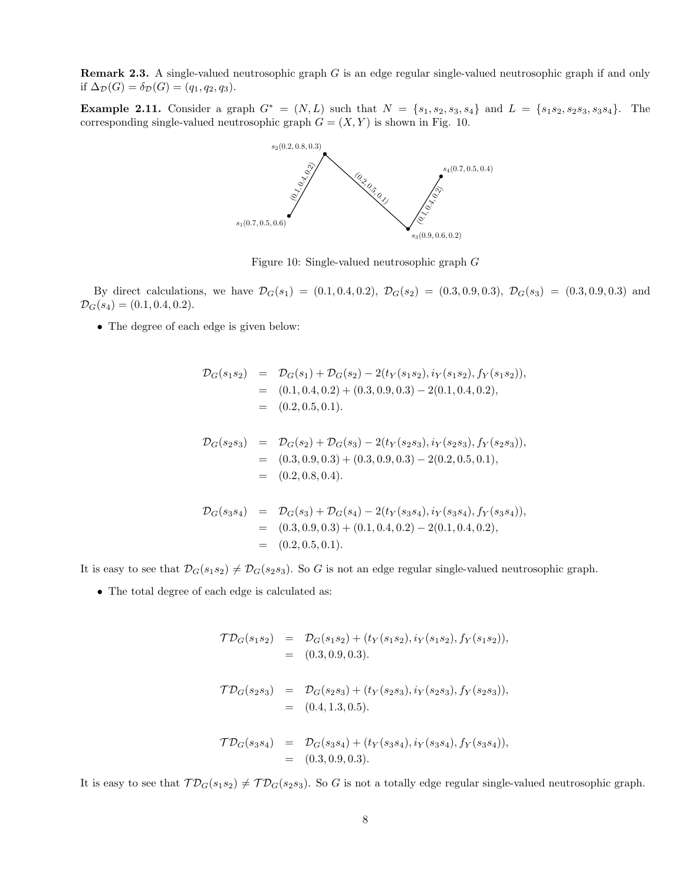**Remark 2.3.** A single-valued neutrosophic graph $G$ is an edge regular single-valued neutrosophic graph if and only if $\Delta_{\mathcal{D}}(G) = \delta_{\mathcal{D}}(G) = (q_1, q_2, q_3)$.

**Example 2.11.** Consider a graph $G^* = (N, L)$ such that $N = \{s_1, s_2, s_3, s_4\}$ and $L = \{s_1s_2, s_2s_3, s_3s_4\}$. The corresponding single-valued neutrosophic graph $G = (X, Y)$ is shown in Fig. 10.

Figure 10: Single-valued neutrosophic graph $G$

By direct calculations, we have $\mathcal{D}_G(s_1) = (0.1, 0.4, 0.2)$, $\mathcal{D}_G(s_2) = (0.3, 0.9, 0.3)$, $\mathcal{D}_G(s_3) = (0.3, 0.9, 0.3)$ and $\mathcal{D}_G(s_4) = (0.1, 0.4, 0.2)$.

- The degree of each edge is given below:

$$\begin{aligned}
\mathcal{D}_G(s_1s_2) &= \mathcal{D}_G(s_1) + \mathcal{D}_G(s_2) - 2(t_Y(s_1s_2), i_Y(s_1s_2), f_Y(s_1s_2)),\\
&= (0.1, 0.4, 0.2) + (0.3, 0.9, 0.3) - 2(0.1, 0.4, 0.2),\\
&= (0.2, 0.5, 0.1).
\end{aligned}$$

$$\begin{aligned}
\mathcal{D}_G(s_2s_3) &= \mathcal{D}_G(s_2) + \mathcal{D}_G(s_3) - 2(t_Y(s_2s_3), i_Y(s_2s_3), f_Y(s_2s_3)),\\
&= (0.3, 0.9, 0.3) + (0.3, 0.9, 0.3) - 2(0.2, 0.5, 0.1),\\
&= (0.2, 0.8, 0.4).
\end{aligned}$$

$$\begin{aligned}
\mathcal{D}_G(s_3s_4) &= \mathcal{D}_G(s_3) + \mathcal{D}_G(s_4) - 2(t_Y(s_3s_4), i_Y(s_3s_4), f_Y(s_3s_4)),\\
&= (0.3, 0.9, 0.3) + (0.1, 0.4, 0.2) - 2(0.1, 0.4, 0.2),\\
&= (0.2, 0.5, 0.1).
\end{aligned}$$

It is easy to see that $\mathcal{D}_G(s_1s_2) \neq \mathcal{D}_G(s_2s_3)$. So $G$ is not an edge regular single-valued neutrosophic graph.

- The total degree of each edge is calculated as:

$$\begin{aligned}
\mathcal{TD}_G(s_1s_2) &= \mathcal{D}_G(s_1s_2) + (t_Y(s_1s_2), i_Y(s_1s_2), f_Y(s_1s_2)),\\
&= (0.3, 0.9, 0.3).
\end{aligned}$$

$$\begin{aligned}
\mathcal{TD}_G(s_2s_3) &= \mathcal{D}_G(s_2s_3) + (t_Y(s_2s_3), i_Y(s_2s_3), f_Y(s_2s_3)),\\
&= (0.4, 1.3, 0.5).
\end{aligned}$$

$$\begin{aligned}
\mathcal{TD}_G(s_3s_4) &= \mathcal{D}_G(s_3s_4) + (t_Y(s_3s_4), i_Y(s_3s_4), f_Y(s_3s_4)),\\
&= (0.3, 0.9, 0.3).
\end{aligned}$$

It is easy to see that $\mathcal{TD}_G(s_1s_2) \neq \mathcal{TD}_G(s_2s_3)$. So $G$ is not a totally edge regular single-valued neutrosophic graph.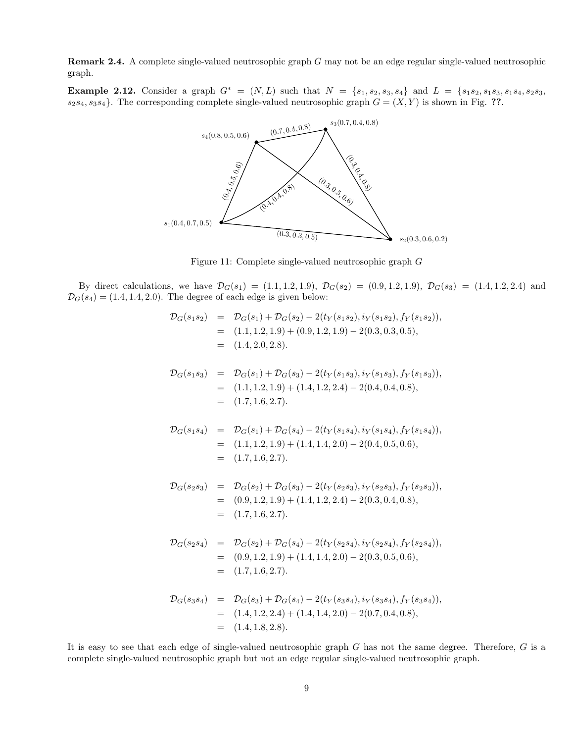**Remark 2.4.** A complete single-valued neutrosophic graph $G$ may not be an edge regular single-valued neutrosophic graph.

**Example 2.12.** Consider a graph $G^* = (N, L)$ such that $N = \{s_1, s_2, s_3, s_4\}$ and $L = \{s_1s_2, s_1s_3, s_1s_4, s_2s_3, s_2s_4, s_3s_4\}$. The corresponding complete single-valued neutrosophic graph $G = (X, Y)$ is shown in Fig. **??**.

Figure 11: Complete single-valued neutrosophic graph $G$

By direct calculations, we have $\mathcal{D}_G(s_1) = (1.1, 1.2, 1.9)$, $\mathcal{D}_G(s_2) = (0.9, 1.2, 1.9)$, $\mathcal{D}_G(s_3) = (1.4, 1.2, 2.4)$ and $\mathcal{D}_G(s_4) = (1.4, 1.4, 2.0)$. The degree of each edge is given below:

$$\begin{aligned}
\mathcal{D}_G(s_1s_2) &= \mathcal{D}_G(s_1) + \mathcal{D}_G(s_2) - 2(t_Y(s_1s_2), i_Y(s_1s_2), f_Y(s_1s_2)),\\
&= (1.1, 1.2, 1.9) + (0.9, 1.2, 1.9) - 2(0.3, 0.3, 0.5),\\
&= (1.4, 2.0, 2.8).
\end{aligned}$$

$$\begin{aligned}
\mathcal{D}_G(s_1s_3) &= \mathcal{D}_G(s_1) + \mathcal{D}_G(s_3) - 2(t_Y(s_1s_3), i_Y(s_1s_3), f_Y(s_1s_3)),\\
&= (1.1, 1.2, 1.9) + (1.4, 1.2, 2.4) - 2(0.4, 0.4, 0.8),\\
&= (1.7, 1.6, 2.7).
\end{aligned}$$

$$\begin{aligned}
\mathcal{D}_G(s_1s_4) &= \mathcal{D}_G(s_1) + \mathcal{D}_G(s_4) - 2(t_Y(s_1s_4), i_Y(s_1s_4), f_Y(s_1s_4)),\\
&= (1.1, 1.2, 1.9) + (1.4, 1.4, 2.0) - 2(0.4, 0.5, 0.6),\\
&= (1.7, 1.6, 2.7).
\end{aligned}$$

$$\begin{aligned}
\mathcal{D}_G(s_2s_3) &= \mathcal{D}_G(s_2) + \mathcal{D}_G(s_3) - 2(t_Y(s_2s_3), i_Y(s_2s_3), f_Y(s_2s_3)),\\
&= (0.9, 1.2, 1.9) + (1.4, 1.2, 2.4) - 2(0.3, 0.4, 0.8),\\
&= (1.7, 1.6, 2.7).
\end{aligned}$$

$$\begin{aligned}
\mathcal{D}_G(s_2s_4) &= \mathcal{D}_G(s_2) + \mathcal{D}_G(s_4) - 2(t_Y(s_2s_4), i_Y(s_2s_4), f_Y(s_2s_4)),\\
&= (0.9, 1.2, 1.9) + (1.4, 1.4, 2.0) - 2(0.3, 0.5, 0.6),\\
&= (1.7, 1.6, 2.7).
\end{aligned}$$

$$\begin{aligned}
\mathcal{D}_G(s_3s_4) &= \mathcal{D}_G(s_3) + \mathcal{D}_G(s_4) - 2(t_Y(s_3s_4), i_Y(s_3s_4), f_Y(s_3s_4)),\\
&= (1.4, 1.2, 2.4) + (1.4, 1.4, 2.0) - 2(0.7, 0.4, 0.8),\\
&= (1.4, 1.8, 2.8).
\end{aligned}$$

It is easy to see that each edge of single-valued neutrosophic graph $G$ has not the same degree. Therefore, $G$ is a complete single-valued neutrosophic graph but not an edge regular single-valued neutrosophic graph.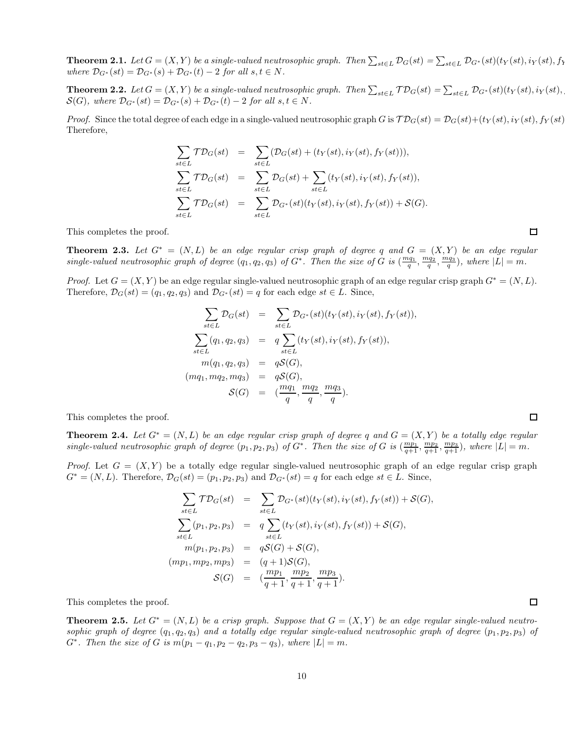**Theorem 2.1.** *Let $G = (X, Y)$ be a single-valued neutrosophic graph. Then $\sum_{st \in L} \mathcal{D}_G(st) = \sum_{st \in L} \mathcal{D}_{G^*}(st)(t_Y(st), i_Y(st), f_Y$ where $\mathcal{D}_{G^*}(st) = \mathcal{D}_{G^*}(s) + \mathcal{D}_{G^*}(t) - 2$ for all $s, t \in N$.*

**Theorem 2.2.** *Let $G = (X, Y)$ be a single-valued neutrosophic graph. Then $\sum_{st \in L} \mathcal{TD}_G(st) = \sum_{st \in L} \mathcal{D}_{G^*}(st)(t_Y(st), i_Y(st),$ $\mathcal{S}(G)$, where $\mathcal{D}_{G^*}(st) = \mathcal{D}_{G^*}(s) + \mathcal{D}_{G^*}(t) - 2$ for all $s, t \in N$.*

*Proof.* Since the total degree of each edge in a single-valued neutrosophic graph $G$ is $\mathcal{TD}_G(st) = \mathcal{D}_G(st) + (t_Y(st), i_Y(st), f_Y(st)$
Therefore,

$$
\begin{aligned}
\sum_{st \in L} \mathcal{TD}_G(st) &= \sum_{st \in L} (\mathcal{D}_G(st) + (t_Y(st), i_Y(st), f_Y(st))), \\
\sum_{st \in L} \mathcal{TD}_G(st) &= \sum_{st \in L} \mathcal{D}_G(st) + \sum_{st \in L} (t_Y(st), i_Y(st), f_Y(st)), \\
\sum_{st \in L} \mathcal{TD}_G(st) &= \sum_{st \in L} \mathcal{D}_{G^*}(st)(t_Y(st), i_Y(st), f_Y(st)) + \mathcal{S}(G).
\end{aligned}
$$

This completes the proof. □

**Theorem 2.3.** *Let $G^* = (N, L)$ be an edge regular crisp graph of degree $q$ and $G = (X, Y)$ be an edge regular single-valued neutrosophic graph of degree $(q_1, q_2, q_3)$ of $G^*$. Then the size of $G$ is $(\frac{mq_1}{q}, \frac{mq_2}{q}, \frac{mq_3}{q})$, where $|L| = m$.*

*Proof.* Let $G = (X, Y)$ be an edge regular single-valued neutrosophic graph of an edge regular crisp graph $G^* = (N, L)$. Therefore, $\mathcal{D}_G(st) = (q_1, q_2, q_3)$ and $\mathcal{D}_{G^*}(st) = q$ for each edge $st \in L$. Since,

$$
\begin{aligned}
\sum_{st \in L} \mathcal{D}_G(st) &= \sum_{st \in L} \mathcal{D}_{G^*}(st)(t_Y(st), i_Y(st), f_Y(st)), \\
\sum_{st \in L} (q_1, q_2, q_3) &= q \sum_{st \in L} (t_Y(st), i_Y(st), f_Y(st)), \\
m(q_1, q_2, q_3) &= q\mathcal{S}(G), \\
(mq_1, mq_2, mq_3) &= q\mathcal{S}(G), \\
\mathcal{S}(G) &= (\frac{mq_1}{q}, \frac{mq_2}{q}, \frac{mq_3}{q}).
\end{aligned}
$$

This completes the proof. □

**Theorem 2.4.** *Let $G^* = (N, L)$ be an edge regular crisp graph of degree $q$ and $G = (X, Y)$ be a totally edge regular single-valued neutrosophic graph of degree $(p_1, p_2, p_3)$ of $G^*$. Then the size of $G$ is $(\frac{mp_1}{q+1}, \frac{mp_2}{q+1}, \frac{mp_3}{q+1})$, where $|L| = m$.*

*Proof.* Let $G = (X, Y)$ be a totally edge regular single-valued neutrosophic graph of an edge regular crisp graph $G^* = (N, L)$. Therefore, $\mathcal{D}_G(st) = (p_1, p_2, p_3)$ and $\mathcal{D}_{G^*}(st) = q$ for each edge $st \in L$. Since,

$$
\begin{aligned}
\sum_{st \in L} \mathcal{TD}_G(st) &= \sum_{st \in L} \mathcal{D}_{G^*}(st)(t_Y(st), i_Y(st), f_Y(st)) + \mathcal{S}(G), \\
\sum_{st \in L} (p_1, p_2, p_3) &= q \sum_{st \in L} (t_Y(st), i_Y(st), f_Y(st)) + \mathcal{S}(G), \\
m(p_1, p_2, p_3) &= q\mathcal{S}(G) + \mathcal{S}(G), \\
(mp_1, mp_2, mp_3) &= (q+1)\mathcal{S}(G), \\
\mathcal{S}(G) &= (\frac{mp_1}{q+1}, \frac{mp_2}{q+1}, \frac{mp_3}{q+1}).
\end{aligned}
$$

This completes the proof. □

**Theorem 2.5.** *Let $G^* = (N, L)$ be a crisp graph. Suppose that $G = (X, Y)$ be an edge regular single-valued neutrosophic graph of degree $(q_1, q_2, q_3)$ and a totally edge regular single-valued neutrosophic graph of degree $(p_1, p_2, p_3)$ of $G^*$. Then the size of $G$ is $m(p_1 - q_1, p_2 - q_2, p_3 - q_3)$, where $|L| = m$.*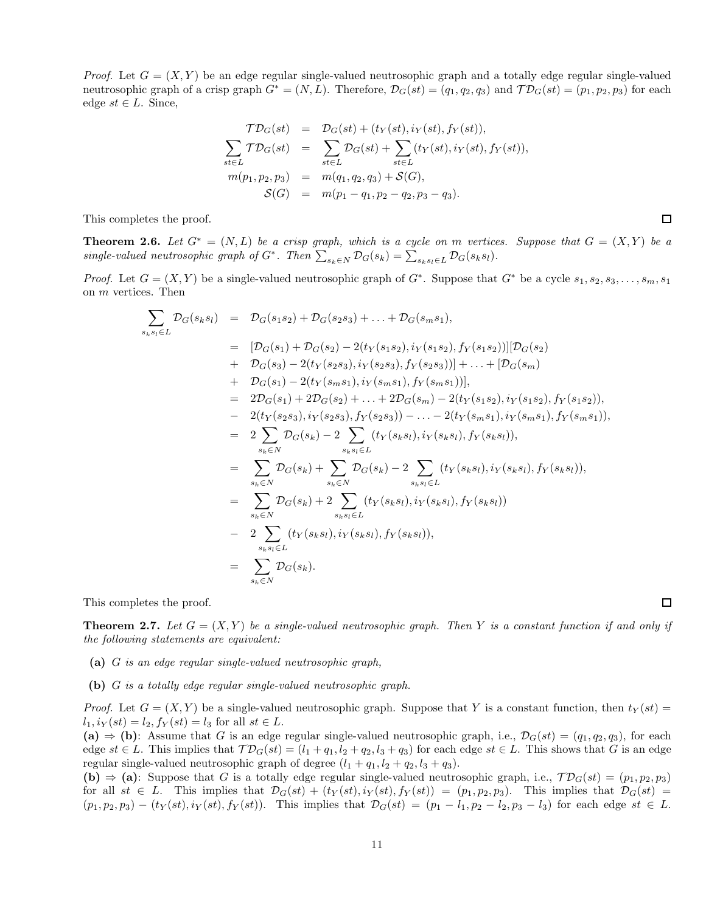*Proof.* Let $G = (X, Y)$ be an edge regular single-valued neutrosophic graph and a totally edge regular single-valued neutrosophic graph of a crisp graph $G^* = (N, L)$. Therefore, $\mathcal{D}_G(st) = (q_1, q_2, q_3)$ and $\mathcal{TD}_G(st) = (p_1, p_2, p_3)$ for each edge $st \in L$. Since,

$$
\begin{aligned}
\mathcal{TD}_G(st) &= \mathcal{D}_G(st) + (t_Y(st), i_Y(st), f_Y(st)),\\
\sum_{st\in L} \mathcal{TD}_G(st) &= \sum_{st\in L} \mathcal{D}_G(st) + \sum_{st\in L} (t_Y(st), i_Y(st), f_Y(st)),\\
m(p_1, p_2, p_3) &= m(q_1, q_2, q_3) + \mathcal{S}(G),\\
\mathcal{S}(G) &= m(p_1 - q_1, p_2 - q_2, p_3 - q_3).
\end{aligned}
$$

This completes the proof. □

**Theorem 2.6.** *Let $G^* = (N, L)$ be a crisp graph, which is a cycle on $m$ vertices. Suppose that $G = (X, Y)$ be a single-valued neutrosophic graph of $G^*$. Then $\sum_{s_k\in N} \mathcal{D}_G(s_k) = \sum_{s_ks_l\in L} \mathcal{D}_G(s_ks_l)$.*

*Proof.* Let $G = (X, Y)$ be a single-valued neutrosophic graph of $G^*$. Suppose that $G^*$ be a cycle $s_1, s_2, s_3, \ldots, s_m, s_1$ on $m$ vertices. Then

$$
\begin{aligned}
\sum_{s_ks_l\in L} \mathcal{D}_G(s_ks_l) &= \mathcal{D}_G(s_1s_2) + \mathcal{D}_G(s_2s_3) + \ldots + \mathcal{D}_G(s_ms_1),\\
&= [\mathcal{D}_G(s_1) + \mathcal{D}_G(s_2) - 2(t_Y(s_1s_2), i_Y(s_1s_2), f_Y(s_1s_2))][\mathcal{D}_G(s_2)\\
&+ \mathcal{D}_G(s_3) - 2(t_Y(s_2s_3), i_Y(s_2s_3), f_Y(s_2s_3))] + \ldots + [\mathcal{D}_G(s_m)\\
&+ \mathcal{D}_G(s_1) - 2(t_Y(s_ms_1), i_Y(s_ms_1), f_Y(s_ms_1))],\\
&= 2\mathcal{D}_G(s_1) + 2\mathcal{D}_G(s_2) + \ldots + 2\mathcal{D}_G(s_m) - 2(t_Y(s_1s_2), i_Y(s_1s_2), f_Y(s_1s_2)),\\
&- 2(t_Y(s_2s_3), i_Y(s_2s_3), f_Y(s_2s_3)) - \ldots - 2(t_Y(s_ms_1), i_Y(s_ms_1), f_Y(s_ms_1)),\\
&= 2\sum_{s_k\in N} \mathcal{D}_G(s_k) - 2\sum_{s_ks_l\in L} (t_Y(s_ks_l), i_Y(s_ks_l), f_Y(s_ks_l)),\\
&= \sum_{s_k\in N} \mathcal{D}_G(s_k) + \sum_{s_k\in N} \mathcal{D}_G(s_k) - 2\sum_{s_ks_l\in L} (t_Y(s_ks_l), i_Y(s_ks_l), f_Y(s_ks_l)),\\
&= \sum_{s_k\in N} \mathcal{D}_G(s_k) + 2\sum_{s_ks_l\in L} (t_Y(s_ks_l), i_Y(s_ks_l), f_Y(s_ks_l))\\
&- 2\sum_{s_ks_l\in L} (t_Y(s_ks_l), i_Y(s_ks_l), f_Y(s_ks_l)),\\
&= \sum_{s_k\in N} \mathcal{D}_G(s_k).
\end{aligned}
$$

This completes the proof. □

**Theorem 2.7.** *Let $G = (X, Y)$ be a single-valued neutrosophic graph. Then $Y$ is a constant function if and only if the following statements are equivalent:*

- **(a)** *$G$ is an edge regular single-valued neutrosophic graph,*
- **(b)** *$G$ is a totally edge regular single-valued neutrosophic graph.*

*Proof.* Let $G = (X, Y)$ be a single-valued neutrosophic graph. Suppose that $Y$ is a constant function, then $t_Y(st) = l_1, i_Y(st) = l_2, f_Y(st) = l_3$ for all $st \in L$.

**(a) ⇒ (b)**: Assume that $G$ is an edge regular single-valued neutrosophic graph, i.e., $\mathcal{D}_G(st) = (q_1, q_2, q_3)$, for each edge $st \in L$. This implies that $\mathcal{TD}_G(st) = (l_1 + q_1, l_2 + q_2, l_3 + q_3)$ for each edge $st \in L$. This shows that $G$ is an edge regular single-valued neutrosophic graph of degree $(l_1 + q_1, l_2 + q_2, l_3 + q_3)$.

**(b) ⇒ (a)**: Suppose that $G$ is a totally edge regular single-valued neutrosophic graph, i.e., $\mathcal{TD}_G(st) = (p_1, p_2, p_3)$ for all $st \in L$. This implies that $\mathcal{D}_G(st) + (t_Y(st), i_Y(st), f_Y(st)) = (p_1, p_2, p_3)$. This implies that $\mathcal{D}_G(st) = (p_1, p_2, p_3) - (t_Y(st), i_Y(st), f_Y(st))$. This implies that $\mathcal{D}_G(st) = (p_1 - l_1, p_2 - l_2, p_3 - l_3)$ for each edge $st \in L$.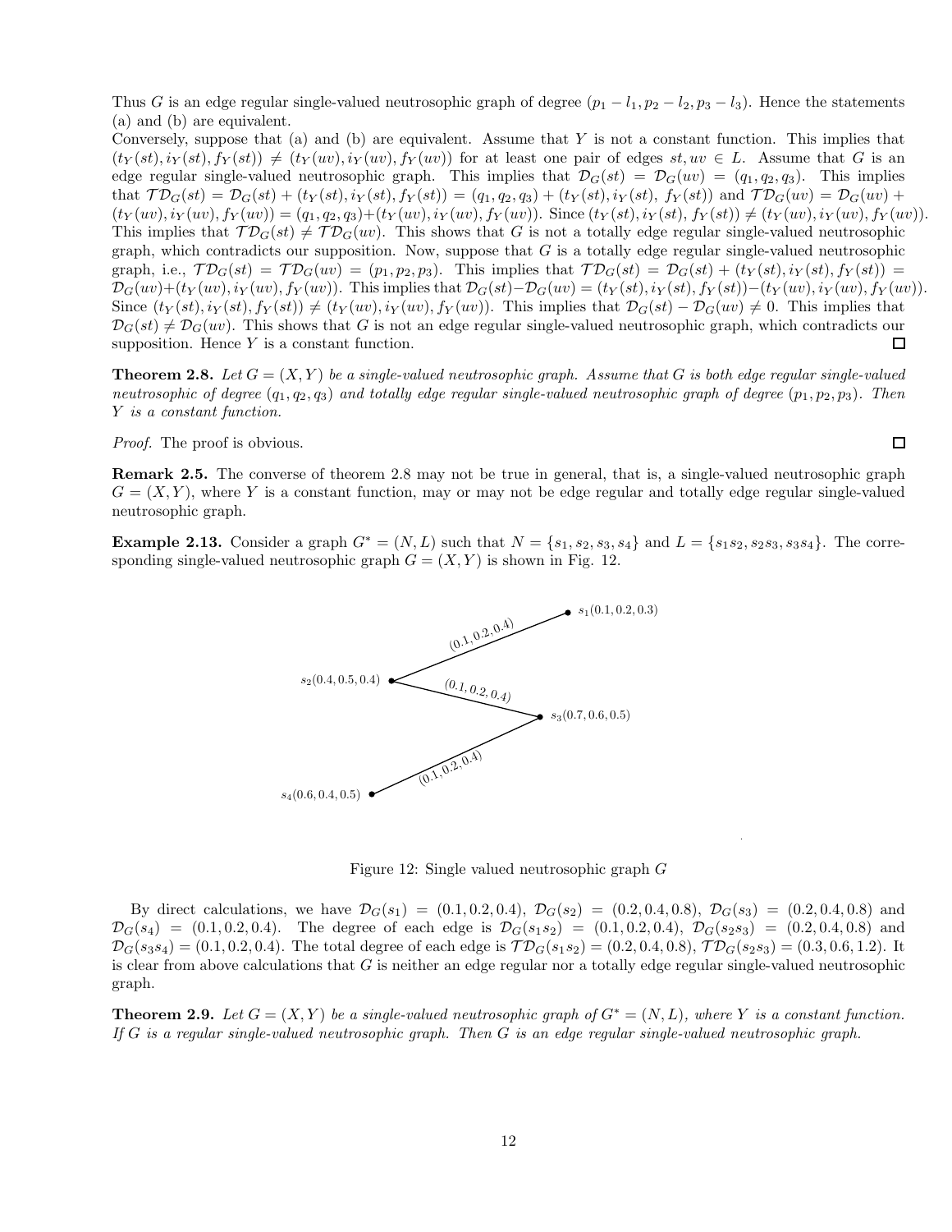Thus $G$ is an edge regular single-valued neutrosophic graph of degree $(p_1 - l_1, p_2 - l_2, p_3 - l_3)$. Hence the statements (a) and (b) are equivalent.
Conversely, suppose that (a) and (b) are equivalent. Assume that $Y$ is not a constant function. This implies that $(t_Y(st), i_Y(st), f_Y(st)) \neq (t_Y(uv), i_Y(uv), f_Y(uv))$ for at least one pair of edges $st, uv \in L$. Assume that $G$ is an edge regular single-valued neutrosophic graph. This implies that $\mathcal{D}_G(st) = \mathcal{D}_G(uv) = (q_1, q_2, q_3)$. This implies that $\mathcal{TD}_G(st) = \mathcal{D}_G(st) + (t_Y(st), i_Y(st), f_Y(st)) = (q_1, q_2, q_3) + (t_Y(st), i_Y(st), f_Y(st))$ and $\mathcal{TD}_G(uv) = \mathcal{D}_G(uv) + (t_Y(uv), i_Y(uv), f_Y(uv)) = (q_1, q_2, q_3) + (t_Y(uv), i_Y(uv), f_Y(uv))$. Since $(t_Y(st), i_Y(st), f_Y(st)) \neq (t_Y(uv), i_Y(uv), f_Y(uv))$. This implies that $\mathcal{TD}_G(st) \neq \mathcal{TD}_G(uv)$. This shows that $G$ is not a totally edge regular single-valued neutrosophic graph, which contradicts our supposition. Now, suppose that $G$ is a totally edge regular single-valued neutrosophic graph, i.e., $\mathcal{TD}_G(st) = \mathcal{TD}_G(uv) = (p_1, p_2, p_3)$. This implies that $\mathcal{TD}_G(st) = \mathcal{D}_G(st) + (t_Y(st), i_Y(st), f_Y(st)) = \mathcal{D}_G(uv) + (t_Y(uv), i_Y(uv), f_Y(uv))$. This implies that $\mathcal{D}_G(st) - \mathcal{D}_G(uv) = (t_Y(st), i_Y(st), f_Y(st)) - (t_Y(uv), i_Y(uv), f_Y(uv))$. Since $(t_Y(st), i_Y(st), f_Y(st)) \neq (t_Y(uv), i_Y(uv), f_Y(uv))$. This implies that $\mathcal{D}_G(st) - \mathcal{D}_G(uv) \neq 0$. This implies that $\mathcal{D}_G(st) \neq \mathcal{D}_G(uv)$. This shows that $G$ is not an edge regular single-valued neutrosophic graph, which contradicts our supposition. Hence $Y$ is a constant function. □

**Theorem 2.8.** *Let $G = (X, Y)$ be a single-valued neutrosophic graph. Assume that $G$ is both edge regular single-valued neutrosophic of degree $(q_1, q_2, q_3)$ and totally edge regular single-valued neutrosophic graph of degree $(p_1, p_2, p_3)$. Then $Y$ is a constant function.*

*Proof.* The proof is obvious. □

**Remark 2.5.** The converse of theorem 2.8 may not be true in general, that is, a single-valued neutrosophic graph $G = (X, Y)$, where $Y$ is a constant function, may or may not be edge regular and totally edge regular single-valued neutrosophic graph.

**Example 2.13.** Consider a graph $G^* = (N, L)$ such that $N = \{s_1, s_2, s_3, s_4\}$ and $L = \{s_1s_2, s_2s_3, s_3s_4\}$. The corresponding single-valued neutrosophic graph $G = (X, Y)$ is shown in Fig. 12.

Figure 12: Single valued neutrosophic graph $G$

By direct calculations, we have $\mathcal{D}_G(s_1) = (0.1, 0.2, 0.4)$, $\mathcal{D}_G(s_2) = (0.2, 0.4, 0.8)$, $\mathcal{D}_G(s_3) = (0.2, 0.4, 0.8)$ and $\mathcal{D}_G(s_4) = (0.1, 0.2, 0.4)$. The degree of each edge is $\mathcal{D}_G(s_1s_2) = (0.1, 0.2, 0.4)$, $\mathcal{D}_G(s_2s_3) = (0.2, 0.4, 0.8)$ and $\mathcal{D}_G(s_3s_4) = (0.1, 0.2, 0.4)$. The total degree of each edge is $\mathcal{TD}_G(s_1s_2) = (0.2, 0.4, 0.8)$, $\mathcal{TD}_G(s_2s_3) = (0.3, 0.6, 1.2)$. It is clear from above calculations that $G$ is neither an edge regular nor a totally edge regular single-valued neutrosophic graph.

**Theorem 2.9.** *Let $G = (X, Y)$ be a single-valued neutrosophic graph of $G^* = (N, L)$, where $Y$ is a constant function. If $G$ is a regular single-valued neutrosophic graph. Then $G$ is an edge regular single-valued neutrosophic graph.*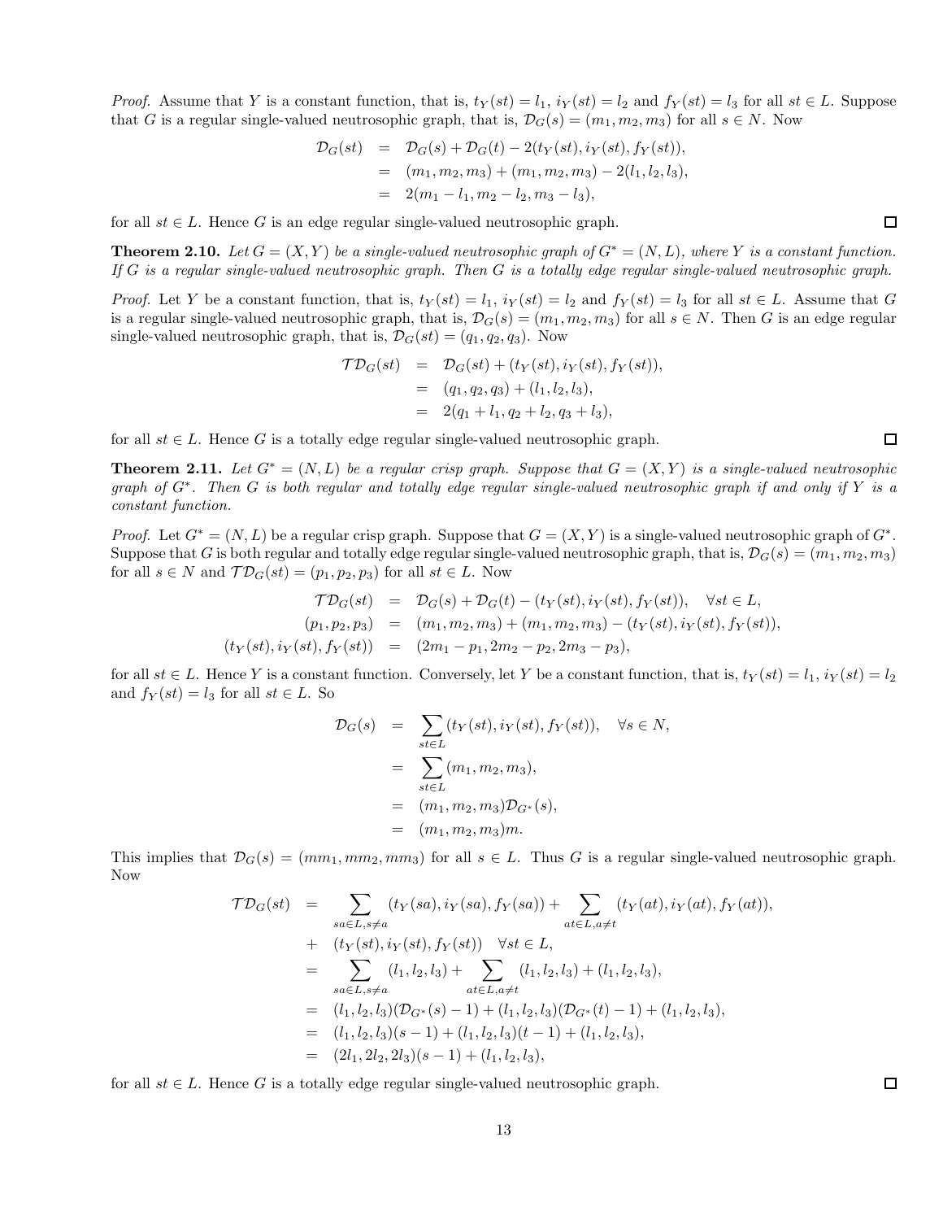*Proof.* Assume that $Y$ is a constant function, that is, $t_Y(st) = l_1$, $i_Y(st) = l_2$ and $f_Y(st) = l_3$ for all $st \in L$. Suppose that $G$ is a regular single-valued neutrosophic graph, that is, $\mathcal{D}_G(s) = (m_1, m_2, m_3)$ for all $s \in N$. Now

$$
\begin{aligned}
\mathcal{D}_G(st) &= \mathcal{D}_G(s) + \mathcal{D}_G(t) - 2(t_Y(st), i_Y(st), f_Y(st)),\\
&= (m_1, m_2, m_3) + (m_1, m_2, m_3) - 2(l_1, l_2, l_3),\\
&= 2(m_1 - l_1, m_2 - l_2, m_3 - l_3),
\end{aligned}
$$

for all $st \in L$. Hence $G$ is an edge regular single-valued neutrosophic graph. □

**Theorem 2.10.** *Let $G = (X, Y)$ be a single-valued neutrosophic graph of $G^* = (N, L)$, where $Y$ is a constant function. If $G$ is a regular single-valued neutrosophic graph. Then $G$ is a totally edge regular single-valued neutrosophic graph.*

*Proof.* Let $Y$ be a constant function, that is, $t_Y(st) = l_1$, $i_Y(st) = l_2$ and $f_Y(st) = l_3$ for all $st \in L$. Assume that $G$ is a regular single-valued neutrosophic graph, that is, $\mathcal{D}_G(s) = (m_1, m_2, m_3)$ for $s \in N$. Then $G$ is an edge regular single-valued neutrosophic graph, that is, $\mathcal{D}_G(st) = (q_1, q_2, q_3)$. Now

$$
\begin{aligned}
\mathcal{TD}_G(st) &= \mathcal{D}_G(st) + (t_Y(st), i_Y(st), f_Y(st)),\\
&= (q_1, q_2, q_3) + (l_1, l_2, l_3),\\
&= 2(q_1 + l_1, q_2 + l_2, q_3 + l_3),
\end{aligned}
$$

for all $st \in L$. Hence $G$ is a totally edge regular single-valued neutrosophic graph. □

**Theorem 2.11.** *Let $G^* = (N, L)$ be a regular crisp graph. Suppose that $G = (X, Y)$ is a single-valued neutrosophic graph of $G^*$. Then $G$ is both regular and totally edge regular single-valued neutrosophic graph if and only if $Y$ is a constant function.*

*Proof.* Let $G^* = (N, L)$ be a regular crisp graph. Suppose that $G = (X, Y)$ is a single-valued neutrosophic graph of $G^*$. Suppose that $G$ is both regular and totally edge regular single-valued neutrosophic graph, that is, $\mathcal{D}_G(s) = (m_1, m_2, m_3)$ for all $s \in N$ and $\mathcal{TD}_G(st) = (p_1, p_2, p_3)$ for all $st \in L$. Now

$$
\begin{aligned}
\mathcal{TD}_G(st) &= \mathcal{D}_G(s) + \mathcal{D}_G(t) - (t_Y(st), i_Y(st), f_Y(st)), \quad \forall st \in L,\\
(p_1, p_2, p_3) &= (m_1, m_2, m_3) + (m_1, m_2, m_3) - (t_Y(st), i_Y(st), f_Y(st)),\\
(t_Y(st), i_Y(st), f_Y(st)) &= (2m_1 - p_1, 2m_2 - p_2, 2m_3 - p_3),
\end{aligned}
$$

for all $st \in L$. Hence $Y$ is a constant function. Conversely, let $Y$ be a constant function, that is, $t_Y(st) = l_1$, $i_Y(st) = l_2$ and $f_Y(st) = l_3$ for all $st \in L$. So

$$
\begin{aligned}
\mathcal{D}_G(s) &= \sum_{st \in L} (t_Y(st), i_Y(st), f_Y(st)), \quad \forall s \in N,\\
&= \sum_{st \in L} (m_1, m_2, m_3),\\
&= (m_1, m_2, m_3)\mathcal{D}_{G^*}(s),\\
&= (m_1, m_2, m_3)m.
\end{aligned}
$$

This implies that $\mathcal{D}_G(s) = (mm_1, mm_2, mm_3)$ for all $s \in L$. Thus $G$ is a regular single-valued neutrosophic graph. Now

$$
\begin{aligned}
\mathcal{TD}_G(st) &= \sum_{sa \in L, s \neq a} (t_Y(sa), i_Y(sa), f_Y(sa)) + \sum_{at \in L, a \neq t} (t_Y(at), i_Y(at), f_Y(at)),\\
&+ \ (t_Y(st), i_Y(st), f_Y(st)) \quad \forall st \in L,\\
&= \sum_{sa \in L, s \neq a} (l_1, l_2, l_3) + \sum_{at \in L, a \neq t} (l_1, l_2, l_3) + (l_1, l_2, l_3),\\
&= (l_1, l_2, l_3)(\mathcal{D}_{G^*}(s) - 1) + (l_1, l_2, l_3)(\mathcal{D}_{G^*}(t) - 1) + (l_1, l_2, l_3),\\
&= (l_1, l_2, l_3)(s - 1) + (l_1, l_2, l_3)(t - 1) + (l_1, l_2, l_3),\\
&= (2l_1, 2l_2, 2l_3)(s - 1) + (l_1, l_2, l_3),
\end{aligned}
$$

for all $st \in L$. Hence $G$ is a totally edge regular single-valued neutrosophic graph. □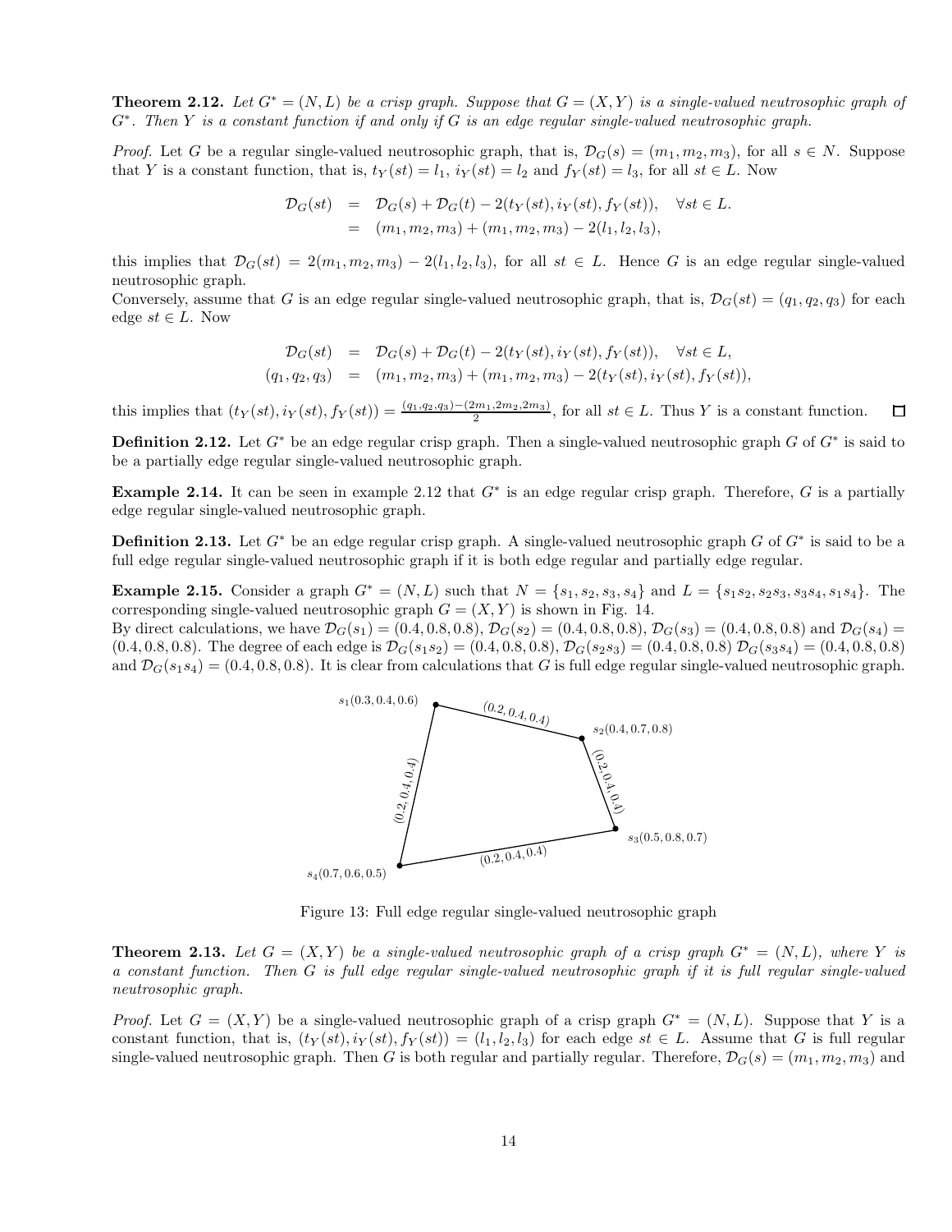**Theorem 2.12.** *Let $G^* = (N, L)$ be a crisp graph. Suppose that $G = (X, Y)$ is a single-valued neutrosophic graph of $G^*$. Then $Y$ is a constant function if and only if $G$ is an edge regular single-valued neutrosophic graph.*

*Proof.* Let $G$ be a regular single-valued neutrosophic graph, that is, $\mathcal{D}_G(s) = (m_1, m_2, m_3)$, for all $s \in N$. Suppose that $Y$ is a constant function, that is, $t_Y(st) = l_1$, $i_Y(st) = l_2$ and $f_Y(st) = l_3$, for all $st \in L$. Now

$$\begin{aligned}
\mathcal{D}_G(st) &= \mathcal{D}_G(s) + \mathcal{D}_G(t) - 2(t_Y(st), i_Y(st), f_Y(st)), \quad \forall st \in L. \\
&= (m_1, m_2, m_3) + (m_1, m_2, m_3) - 2(l_1, l_2, l_3),
\end{aligned}$$

this implies that $\mathcal{D}_G(st) = 2(m_1, m_2, m_3) - 2(l_1, l_2, l_3)$, for all $st \in L$. Hence $G$ is an edge regular single-valued neutrosophic graph.
Conversely, assume that $G$ is an edge regular single-valued neutrosophic graph, that is, $\mathcal{D}_G(st) = (q_1, q_2, q_3)$ for each edge $st \in L$. Now

$$\begin{aligned}
\mathcal{D}_G(st) &= \mathcal{D}_G(s) + \mathcal{D}_G(t) - 2(t_Y(st), i_Y(st), f_Y(st)), \quad \forall st \in L, \\
(q_1, q_2, q_3) &= (m_1, m_2, m_3) + (m_1, m_2, m_3) - 2(t_Y(st), i_Y(st), f_Y(st)),
\end{aligned}$$

this implies that $(t_Y(st), i_Y(st), f_Y(st)) = \frac{(q_1,q_2,q_3)-(2m_1,2m_2,2m_3)}{2}$, for all $st \in L$. Thus $Y$ is a constant function. □

**Definition 2.12.** Let $G^*$ be an edge regular crisp graph. Then a single-valued neutrosophic graph $G$ of $G^*$ is said to be a partially edge regular single-valued neutrosophic graph.

**Example 2.14.** It can be seen in example 2.12 that $G^*$ is an edge regular crisp graph. Therefore, $G$ is a partially edge regular single-valued neutrosophic graph.

**Definition 2.13.** Let $G^*$ be an edge regular crisp graph. A single-valued neutrosophic graph $G$ of $G^*$ is said to be a full edge regular single-valued neutrosophic graph if it is both edge regular and partially edge regular.

**Example 2.15.** Consider a graph $G^* = (N, L)$ such that $N = \{s_1, s_2, s_3, s_4\}$ and $L = \{s_1s_2, s_2s_3, s_3s_4, s_1s_4\}$. The corresponding single-valued neutrosophic graph $G = (X, Y)$ is shown in Fig. 14.
By direct calculations, we have $\mathcal{D}_G(s_1) = (0.4, 0.8, 0.8)$, $\mathcal{D}_G(s_2) = (0.4, 0.8, 0.8)$, $\mathcal{D}_G(s_3) = (0.4, 0.8, 0.8)$ and $\mathcal{D}_G(s_4) = (0.4, 0.8, 0.8)$. The degree of each edge is $\mathcal{D}_G(s_1s_2) = (0.4, 0.8, 0.8)$, $\mathcal{D}_G(s_2s_3) = (0.4, 0.8, 0.8)$ $\mathcal{D}_G(s_3s_4) = (0.4, 0.8, 0.8)$ and $\mathcal{D}_G(s_1s_4) = (0.4, 0.8, 0.8)$. It is clear from calculations that $G$ is full edge regular single-valued neutrosophic graph.

$s_1(0.3, 0.4, 0.6)$, $s_2(0.4, 0.7, 0.8)$, $s_3(0.5, 0.8, 0.7)$, $s_4(0.7, 0.6, 0.5)$; edges $s_1s_2$, $s_2s_3$, $s_3s_4$, $s_1s_4$: $(0.2, 0.4, 0.4)$

Figure 13: Full edge regular single-valued neutrosophic graph

**Theorem 2.13.** *Let $G = (X, Y)$ be a single-valued neutrosophic graph of a crisp graph $G^* = (N, L)$, where $Y$ is a constant function. Then $G$ is full edge regular single-valued neutrosophic graph if it is full regular single-valued neutrosophic graph.*

*Proof.* Let $G = (X, Y)$ be a single-valued neutrosophic graph of a crisp graph $G^* = (N, L)$. Suppose that $Y$ is a constant function, that is, $(t_Y(st), i_Y(st), f_Y(st)) = (l_1, l_2, l_3)$ for each edge $st \in L$. Assume that $G$ is full regular single-valued neutrosophic graph. Then $G$ is both regular and partially regular. Therefore, $\mathcal{D}_G(s) = (m_1, m_2, m_3)$ and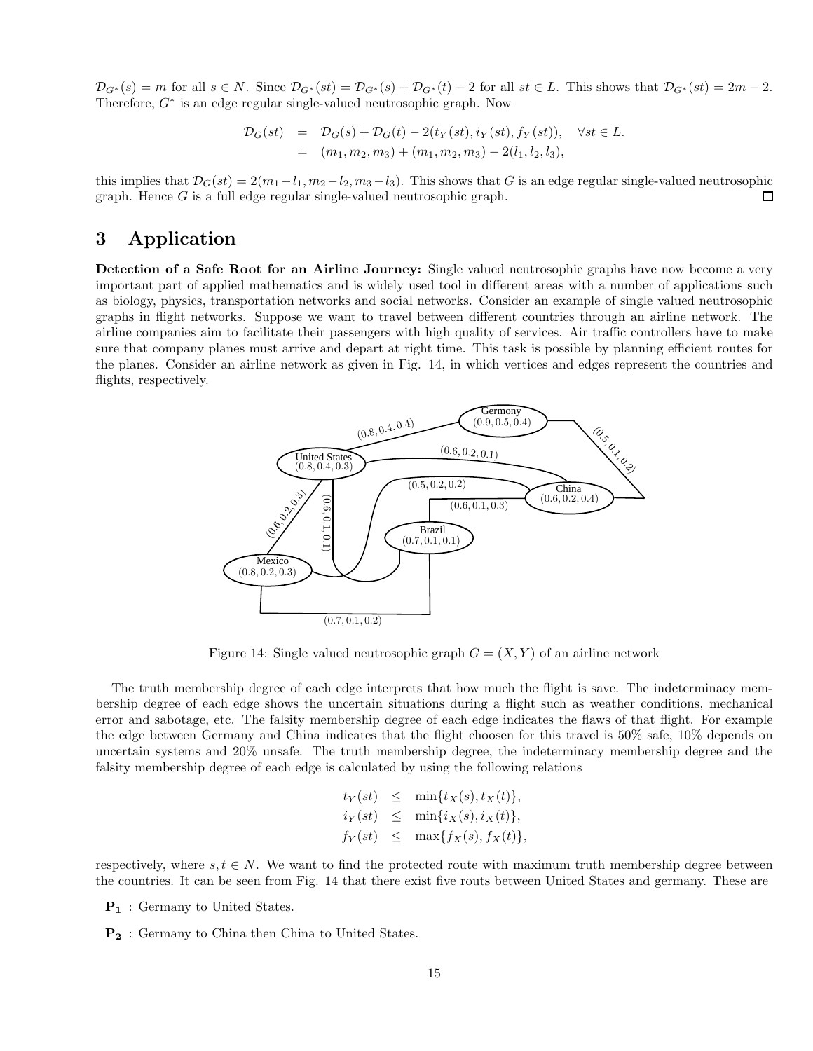$\mathcal{D}_{G^*}(s) = m$ for all $s \in N$. Since $\mathcal{D}_{G^*}(st) = \mathcal{D}_{G^*}(s) + \mathcal{D}_{G^*}(t) - 2$ for all $st \in L$. This shows that $\mathcal{D}_{G^*}(st) = 2m - 2$. Therefore, $G^*$ is an edge regular single-valued neutrosophic graph. Now

$$
\begin{aligned}
\mathcal{D}_G(st) &= \mathcal{D}_G(s) + \mathcal{D}_G(t) - 2(t_Y(st), i_Y(st), f_Y(st)), \quad \forall st \in L. \\
&= (m_1, m_2, m_3) + (m_1, m_2, m_3) - 2(l_1, l_2, l_3),
\end{aligned}
$$

this implies that $\mathcal{D}_G(st) = 2(m_1 - l_1, m_2 - l_2, m_3 - l_3)$. This shows that $G$ is an edge regular single-valued neutrosophic graph. Hence $G$ is a full edge regular single-valued neutrosophic graph. □

# 3 Application

**Detection of a Safe Root for an Airline Journey:** Single valued neutrosophic graphs have now become a very important part of applied mathematics and is widely used tool in different areas with a number of applications such as biology, physics, transportation networks and social networks. Consider an example of single valued neutrosophic graphs in flight networks. Suppose we want to travel between different countries through an airline network. The airline companies aim to facilitate their passengers with high quality of services. Air traffic controllers have to make sure that company planes must arrive and depart at right time. This task is possible by planning efficient routes for the planes. Consider an airline network as given in Fig. 14, in which vertices and edges represent the countries and flights, respectively.

Figure 14: Single valued neutrosophic graph $G = (X, Y)$ of an airline network

The truth membership degree of each edge interprets that how much the flight is save. The indeterminacy membership degree of each edge shows the uncertain situations during a flight such as weather conditions, mechanical error and sabotage, etc. The falsity membership degree of each edge indicates the flaws of that flight. For example the edge between Germany and China indicates that the flight choosen for this travel is 50% safe, 10% depends on uncertain systems and 20% unsafe. The truth membership degree, the indeterminacy membership degree and the falsity membership degree of each edge is calculated by using the following relations

$$
\begin{aligned}
t_Y(st) &\leq \min\{t_X(s), t_X(t)\}, \\
i_Y(st) &\leq \min\{i_X(s), i_X(t)\}, \\
f_Y(st) &\leq \max\{f_X(s), f_X(t)\},
\end{aligned}
$$

respectively, where $s, t \in N$. We want to find the protected route with maximum truth membership degree between the countries. It can be seen from Fig. 14 that there exist five routs between United States and germany. These are

- $\mathbf{P_1}$ : Germany to United States.
- $\mathbf{P_2}$ : Germany to China then China to United States.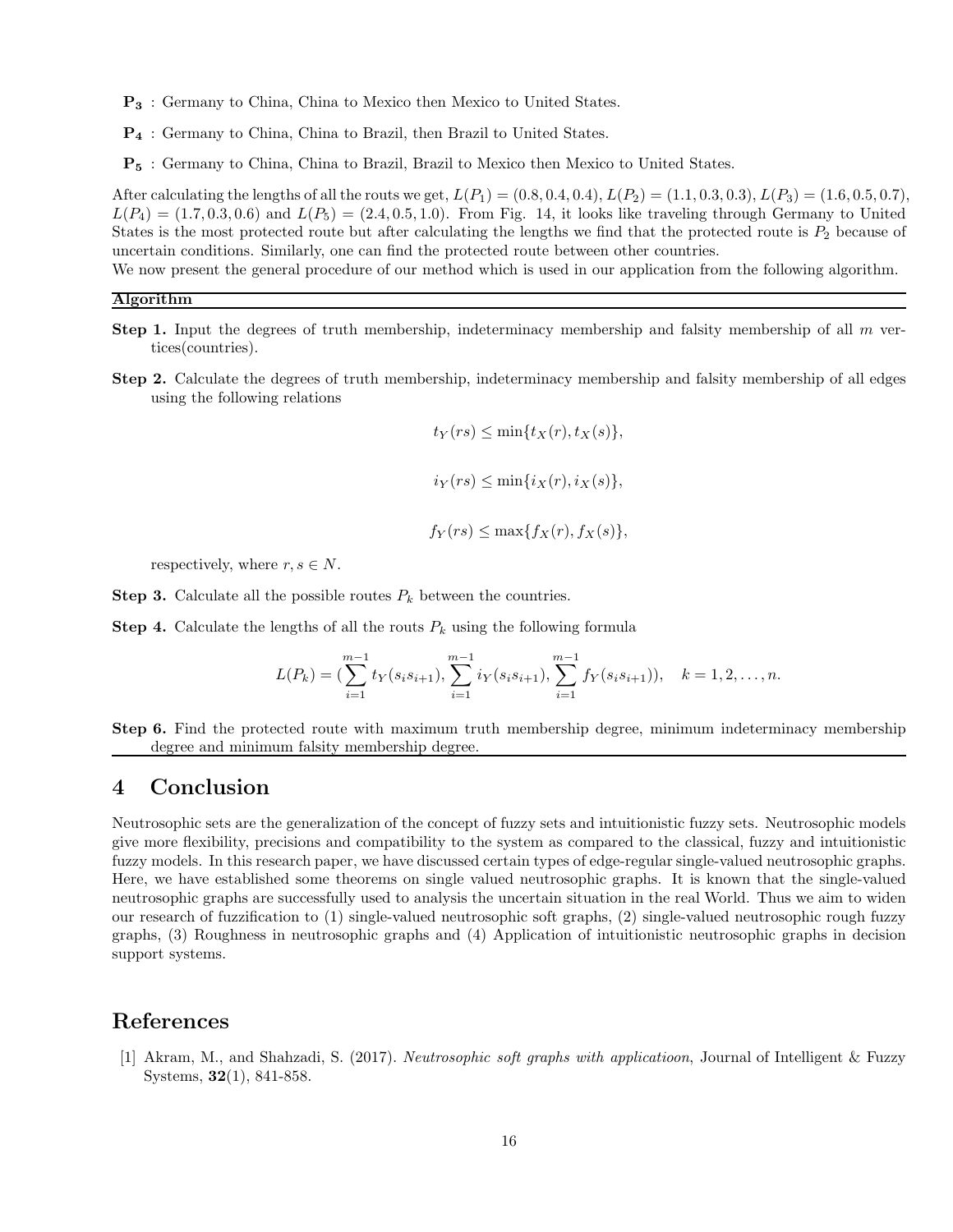- $\mathbf{P_3}$ : Germany to China, China to Mexico then Mexico to United States.
- $\mathbf{P_4}$ : Germany to China, China to Brazil, then Brazil to United States.
- $\mathbf{P_5}$ : Germany to China, China to Brazil, Brazil to Mexico then Mexico to United States.

After calculating the lengths of all the routs we get, $L(P_1) = (0.8, 0.4, 0.4)$, $L(P_2) = (1.1, 0.3, 0.3)$, $L(P_3) = (1.6, 0.5, 0.7)$, $L(P_4) = (1.7, 0.3, 0.6)$ and $L(P_5) = (2.4, 0.5, 1.0)$. From Fig. 14, it looks like traveling through Germany to United States is the most protected route but after calculating the lengths we find that the protected route is $P_2$ because of uncertain conditions. Similarly, one can find the protected route between other countries.

We now present the general procedure of our method which is used in our application from the following algorithm.

---

**Algorithm**

---

**Step 1.** Input the degrees of truth membership, indeterminacy membership and falsity membership of all $m$ vertices(countries).

**Step 2.** Calculate the degrees of truth membership, indeterminacy membership and falsity membership of all edges using the following relations

$$t_Y(rs) \leq \min\{t_X(r), t_X(s)\},$$

$$i_Y(rs) \leq \min\{i_X(r), i_X(s)\},$$

$$f_Y(rs) \leq \max\{f_X(r), f_X(s)\},$$

respectively, where $r, s \in N$.

**Step 3.** Calculate all the possible routes $P_k$ between the countries.

**Step 4.** Calculate the lengths of all the routs $P_k$ using the following formula

$$L(P_k) = (\sum_{i=1}^{m-1} t_Y(s_i s_{i+1}), \sum_{i=1}^{m-1} i_Y(s_i s_{i+1}), \sum_{i=1}^{m-1} f_Y(s_i s_{i+1})), \quad k = 1, 2, \ldots, n.$$

**Step 6.** Find the protected route with maximum truth membership degree, minimum indeterminacy membership degree and minimum falsity membership degree.

---

# 4 Conclusion

Neutrosophic sets are the generalization of the concept of fuzzy sets and intuitionistic fuzzy sets. Neutrosophic models give more flexibility, precisions and compatibility to the system as compared to the classical, fuzzy and intuitionistic fuzzy models. In this research paper, we have discussed certain types of edge-regular single-valued neutrosophic graphs. Here, we have established some theorems on single valued neutrosophic graphs. It is known that the single-valued neutrosophic graphs are successfully used to analysis the uncertain situation in the real World. Thus we aim to widen our research of fuzzification to (1) single-valued neutrosophic soft graphs, (2) single-valued neutrosophic rough fuzzy graphs, (3) Roughness in neutrosophic graphs and (4) Application of intuitionistic neutrosophic graphs in decision support systems.

# References

[1] Akram, M., and Shahzadi, S. (2017). *Neutrosophic soft graphs with applicatioon*, Journal of Intelligent & Fuzzy Systems, **32**(1), 841-858.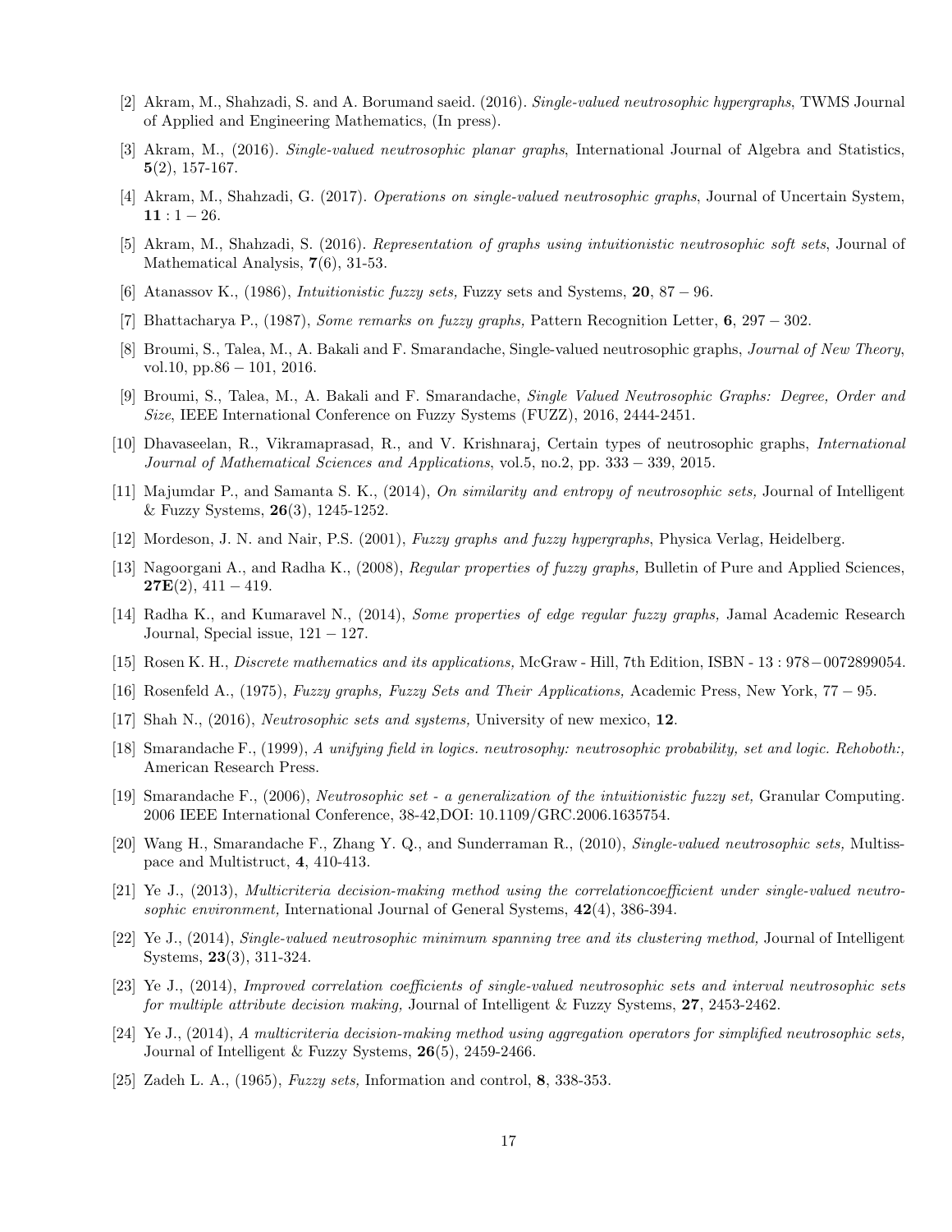[2] Akram, M., Shahzadi, S. and A. Borumand saeid. (2016). *Single-valued neutrosophic hypergraphs*, TWMS Journal of Applied and Engineering Mathematics, (In press).

[3] Akram, M., (2016). *Single-valued neutrosophic planar graphs*, International Journal of Algebra and Statistics, **5**(2), 157-167.

[4] Akram, M., Shahzadi, G. (2017). *Operations on single-valued neutrosophic graphs*, Journal of Uncertain System, **11** : $1-26$.

[5] Akram, M., Shahzadi, S. (2016). *Representation of graphs using intuitionistic neutrosophic soft sets*, Journal of Mathematical Analysis, **7**(6), 31-53.

[6] Atanassov K., (1986), *Intuitionistic fuzzy sets,* Fuzzy sets and Systems, **20**, $87-96$.

[7] Bhattacharya P., (1987), *Some remarks on fuzzy graphs,* Pattern Recognition Letter, **6**, $297-302$.

[8] Broumi, S., Talea, M., A. Bakali and F. Smarandache, Single-valued neutrosophic graphs, *Journal of New Theory*, vol.10, pp.$86-101$, 2016.

[9] Broumi, S., Talea, M., A. Bakali and F. Smarandache, *Single Valued Neutrosophic Graphs: Degree, Order and Size*, IEEE International Conference on Fuzzy Systems (FUZZ), 2016, 2444-2451.

[10] Dhavaseelan, R., Vikramaprasad, R., and V. Krishnaraj, Certain types of neutrosophic graphs, *International Journal of Mathematical Sciences and Applications*, vol.5, no.2, pp. $333-339$, 2015.

[11] Majumdar P., and Samanta S. K., (2014), *On similarity and entropy of neutrosophic sets,* Journal of Intelligent & Fuzzy Systems, **26**(3), 1245-1252.

[12] Mordeson, J. N. and Nair, P.S. (2001), *Fuzzy graphs and fuzzy hypergraphs*, Physica Verlag, Heidelberg.

[13] Nagoorgani A., and Radha K., (2008), *Regular properties of fuzzy graphs,* Bulletin of Pure and Applied Sciences, **27E**(2), $411-419$.

[14] Radha K., and Kumaravel N., (2014), *Some properties of edge regular fuzzy graphs,* Jamal Academic Research Journal, Special issue, $121-127$.

[15] Rosen K. H., *Discrete mathematics and its applications,* McGraw - Hill, 7th Edition, ISBN - 13 : $978-0072899054$.

[16] Rosenfeld A., (1975), *Fuzzy graphs, Fuzzy Sets and Their Applications,* Academic Press, New York, $77-95$.

[17] Shah N., (2016), *Neutrosophic sets and systems,* University of new mexico, **12**.

[18] Smarandache F., (1999), *A unifying field in logics. neutrosophy: neutrosophic probability, set and logic. Rehoboth:,* American Research Press.

[19] Smarandache F., (2006), *Neutrosophic set - a generalization of the intuitionistic fuzzy set,* Granular Computing. 2006 IEEE International Conference, 38-42,DOI: 10.1109/GRC.2006.1635754.

[20] Wang H., Smarandache F., Zhang Y. Q., and Sunderraman R., (2010), *Single-valued neutrosophic sets,* Multisspace and Multistruct, **4**, 410-413.

[21] Ye J., (2013), *Multicriteria decision-making method using the correlationcoefficient under single-valued neutrosophic environment,* International Journal of General Systems, **42**(4), 386-394.

[22] Ye J., (2014), *Single-valued neutrosophic minimum spanning tree and its clustering method*, Journal of Intelligent Systems, **23**(3), 311-324.

[23] Ye J., (2014), *Improved correlation coefficients of single-valued neutrosophic sets and interval neutrosophic sets for multiple attribute decision making,* Journal of Intelligent & Fuzzy Systems, **27**, 2453-2462.

[24] Ye J., (2014), *A multicriteria decision-making method using aggregation operators for simplified neutrosophic sets,* Journal of Intelligent & Fuzzy Systems, **26**(5), 2459-2466.

[25] Zadeh L. A., (1965), *Fuzzy sets,* Information and control, **8**, 338-353.